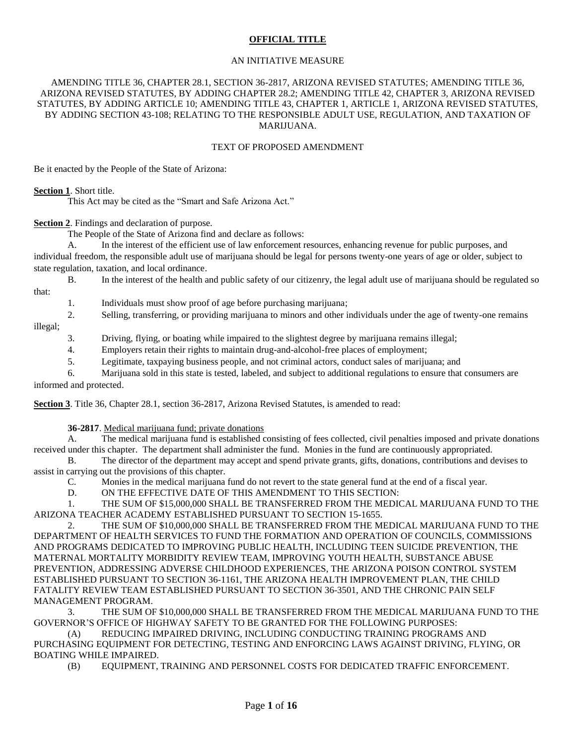**OFFICIAL TITLE**

AN INITIATIVE MEASURE

AMENDING TITLE 36, CHAPTER 28.1, SECTION 36-2817, ARIZONA REVISED STATUTES; AMENDING TITLE 36, ARIZONA REVISED STATUTES, BY ADDING CHAPTER 28.2; AMENDING TITLE 42, CHAPTER 3, ARIZONA REVISED STATUTES, BY ADDING ARTICLE 10; AMENDING TITLE 43, CHAPTER 1, ARTICLE 1, ARIZONA REVISED STATUTES, BY ADDING SECTION 43-108; RELATING TO THE RESPONSIBLE ADULT USE, REGULATION, AND TAXATION OF MARIJUANA.

TEXT OF PROPOSED AMENDMENT

Be it enacted by the People of the State of Arizona:

**Section 1**. Short title.

This Act may be cited as the "Smart and Safe Arizona Act."

**Section 2**. Findings and declaration of purpose.

The People of the State of Arizona find and declare as follows:

A. In the interest of the efficient use of law enforcement resources, enhancing revenue for public purposes, and individual freedom, the responsible adult use of marijuana should be legal for persons twenty-one years of age or older, subject to state regulation, taxation, and local ordinance.

B. In the interest of the health and public safety of our citizenry, the legal adult use of marijuana should be regulated so that:

1. Individuals must show proof of age before purchasing marijuana;
2. Selling, transferring, or providing marijuana to minors and other individuals under the age of twenty-one remains illegal;
3. Driving, flying, or boating while impaired to the slightest degree by marijuana remains illegal;
4. Employers retain their rights to maintain drug-and-alcohol-free places of employment;
5. Legitimate, taxpaying business people, and not criminal actors, conduct sales of marijuana; and
6. Marijuana sold in this state is tested, labeled, and subject to additional regulations to ensure that consumers are informed and protected.

**Section 3**. Title 36, Chapter 28.1, section 36-2817, Arizona Revised Statutes, is amended to read:

**36-2817**. Medical marijuana fund; private donations

A. The medical marijuana fund is established consisting of fees collected, civil penalties imposed and private donations received under this chapter. The department shall administer the fund. Monies in the fund are continuously appropriated.

B. The director of the department may accept and spend private grants, gifts, donations, contributions and devises to assist in carrying out the provisions of this chapter.

C. Monies in the medical marijuana fund do not revert to the state general fund at the end of a fiscal year.

D. ON THE EFFECTIVE DATE OF THIS AMENDMENT TO THIS SECTION:

1. THE SUM OF $15,000,000 SHALL BE TRANSFERRED FROM THE MEDICAL MARIJUANA FUND TO THE ARIZONA TEACHER ACADEMY ESTABLISHED PURSUANT TO SECTION 15-1655.

2. THE SUM OF $10,000,000 SHALL BE TRANSFERRED FROM THE MEDICAL MARIJUANA FUND TO THE DEPARTMENT OF HEALTH SERVICES TO FUND THE FORMATION AND OPERATION OF COUNCILS, COMMISSIONS AND PROGRAMS DEDICATED TO IMPROVING PUBLIC HEALTH, INCLUDING TEEN SUICIDE PREVENTION, THE MATERNAL MORTALITY MORBIDITY REVIEW TEAM, IMPROVING YOUTH HEALTH, SUBSTANCE ABUSE PREVENTION, ADDRESSING ADVERSE CHILDHOOD EXPERIENCES, THE ARIZONA POISON CONTROL SYSTEM ESTABLISHED PURSUANT TO SECTION 36-1161, THE ARIZONA HEALTH IMPROVEMENT PLAN, THE CHILD FATALITY REVIEW TEAM ESTABLISHED PURSUANT TO SECTION 36-3501, AND THE CHRONIC PAIN SELF MANAGEMENT PROGRAM.

3. THE SUM OF $10,000,000 SHALL BE TRANSFERRED FROM THE MEDICAL MARIJUANA FUND TO THE GOVERNOR'S OFFICE OF HIGHWAY SAFETY TO BE GRANTED FOR THE FOLLOWING PURPOSES:

(A) REDUCING IMPAIRED DRIVING, INCLUDING CONDUCTING TRAINING PROGRAMS AND PURCHASING EQUIPMENT FOR DETECTING, TESTING AND ENFORCING LAWS AGAINST DRIVING, FLYING, OR BOATING WHILE IMPAIRED.

(B) EQUIPMENT, TRAINING AND PERSONNEL COSTS FOR DEDICATED TRAFFIC ENFORCEMENT.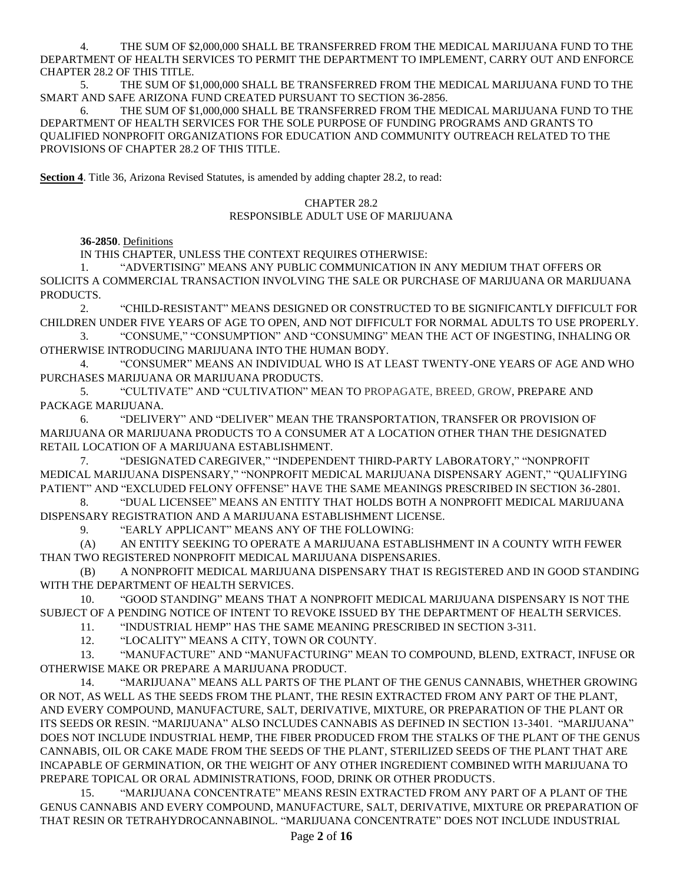4. THE SUM OF $2,000,000 SHALL BE TRANSFERRED FROM THE MEDICAL MARIJUANA FUND TO THE DEPARTMENT OF HEALTH SERVICES TO PERMIT THE DEPARTMENT TO IMPLEMENT, CARRY OUT AND ENFORCE CHAPTER 28.2 OF THIS TITLE.

5. THE SUM OF $1,000,000 SHALL BE TRANSFERRED FROM THE MEDICAL MARIJUANA FUND TO THE SMART AND SAFE ARIZONA FUND CREATED PURSUANT TO SECTION 36-2856.

6. THE SUM OF $1,000,000 SHALL BE TRANSFERRED FROM THE MEDICAL MARIJUANA FUND TO THE DEPARTMENT OF HEALTH SERVICES FOR THE SOLE PURPOSE OF FUNDING PROGRAMS AND GRANTS TO QUALIFIED NONPROFIT ORGANIZATIONS FOR EDUCATION AND COMMUNITY OUTREACH RELATED TO THE PROVISIONS OF CHAPTER 28.2 OF THIS TITLE.

**Section 4**. Title 36, Arizona Revised Statutes, is amended by adding chapter 28.2, to read:

CHAPTER 28.2
RESPONSIBLE ADULT USE OF MARIJUANA

**36-2850**. Definitions

IN THIS CHAPTER, UNLESS THE CONTEXT REQUIRES OTHERWISE:

1. "ADVERTISING" MEANS ANY PUBLIC COMMUNICATION IN ANY MEDIUM THAT OFFERS OR SOLICITS A COMMERCIAL TRANSACTION INVOLVING THE SALE OR PURCHASE OF MARIJUANA OR MARIJUANA PRODUCTS.

2. "CHILD-RESISTANT" MEANS DESIGNED OR CONSTRUCTED TO BE SIGNIFICANTLY DIFFICULT FOR CHILDREN UNDER FIVE YEARS OF AGE TO OPEN, AND NOT DIFFICULT FOR NORMAL ADULTS TO USE PROPERLY.

3. "CONSUME," "CONSUMPTION" AND "CONSUMING" MEAN THE ACT OF INGESTING, INHALING OR OTHERWISE INTRODUCING MARIJUANA INTO THE HUMAN BODY.

4. "CONSUMER" MEANS AN INDIVIDUAL WHO IS AT LEAST TWENTY-ONE YEARS OF AGE AND WHO PURCHASES MARIJUANA OR MARIJUANA PRODUCTS.

5. "CULTIVATE" AND "CULTIVATION" MEAN TO PROPAGATE, BREED, GROW, PREPARE AND PACKAGE MARIJUANA.

6. "DELIVERY" AND "DELIVER" MEAN THE TRANSPORTATION, TRANSFER OR PROVISION OF MARIJUANA OR MARIJUANA PRODUCTS TO A CONSUMER AT A LOCATION OTHER THAN THE DESIGNATED RETAIL LOCATION OF A MARIJUANA ESTABLISHMENT.

7. "DESIGNATED CAREGIVER," "INDEPENDENT THIRD-PARTY LABORATORY," "NONPROFIT MEDICAL MARIJUANA DISPENSARY," "NONPROFIT MEDICAL MARIJUANA DISPENSARY AGENT," "QUALIFYING PATIENT" AND "EXCLUDED FELONY OFFENSE" HAVE THE SAME MEANINGS PRESCRIBED IN SECTION 36-2801.

8. "DUAL LICENSEE" MEANS AN ENTITY THAT HOLDS BOTH A NONPROFIT MEDICAL MARIJUANA DISPENSARY REGISTRATION AND A MARIJUANA ESTABLISHMENT LICENSE.

9. "EARLY APPLICANT" MEANS ANY OF THE FOLLOWING:

(A) AN ENTITY SEEKING TO OPERATE A MARIJUANA ESTABLISHMENT IN A COUNTY WITH FEWER THAN TWO REGISTERED NONPROFIT MEDICAL MARIJUANA DISPENSARIES.

(B) A NONPROFIT MEDICAL MARIJUANA DISPENSARY THAT IS REGISTERED AND IN GOOD STANDING WITH THE DEPARTMENT OF HEALTH SERVICES.

10. "GOOD STANDING" MEANS THAT A NONPROFIT MEDICAL MARIJUANA DISPENSARY IS NOT THE SUBJECT OF A PENDING NOTICE OF INTENT TO REVOKE ISSUED BY THE DEPARTMENT OF HEALTH SERVICES.

11. "INDUSTRIAL HEMP" HAS THE SAME MEANING PRESCRIBED IN SECTION 3-311.

12. "LOCALITY" MEANS A CITY, TOWN OR COUNTY.

13. "MANUFACTURE" AND "MANUFACTURING" MEAN TO COMPOUND, BLEND, EXTRACT, INFUSE OR OTHERWISE MAKE OR PREPARE A MARIJUANA PRODUCT.

14. "MARIJUANA" MEANS ALL PARTS OF THE PLANT OF THE GENUS CANNABIS, WHETHER GROWING OR NOT, AS WELL AS THE SEEDS FROM THE PLANT, THE RESIN EXTRACTED FROM ANY PART OF THE PLANT, AND EVERY COMPOUND, MANUFACTURE, SALT, DERIVATIVE, MIXTURE, OR PREPARATION OF THE PLANT OR ITS SEEDS OR RESIN. "MARIJUANA" ALSO INCLUDES CANNABIS AS DEFINED IN SECTION 13-3401. "MARIJUANA" DOES NOT INCLUDE INDUSTRIAL HEMP, THE FIBER PRODUCED FROM THE STALKS OF THE PLANT OF THE GENUS CANNABIS, OIL OR CAKE MADE FROM THE SEEDS OF THE PLANT, STERILIZED SEEDS OF THE PLANT THAT ARE INCAPABLE OF GERMINATION, OR THE WEIGHT OF ANY OTHER INGREDIENT COMBINED WITH MARIJUANA TO PREPARE TOPICAL OR ORAL ADMINISTRATIONS, FOOD, DRINK OR OTHER PRODUCTS.

15. "MARIJUANA CONCENTRATE" MEANS RESIN EXTRACTED FROM ANY PART OF A PLANT OF THE GENUS CANNABIS AND EVERY COMPOUND, MANUFACTURE, SALT, DERIVATIVE, MIXTURE OR PREPARATION OF THAT RESIN OR TETRAHYDROCANNABINOL. "MARIJUANA CONCENTRATE" DOES NOT INCLUDE INDUSTRIAL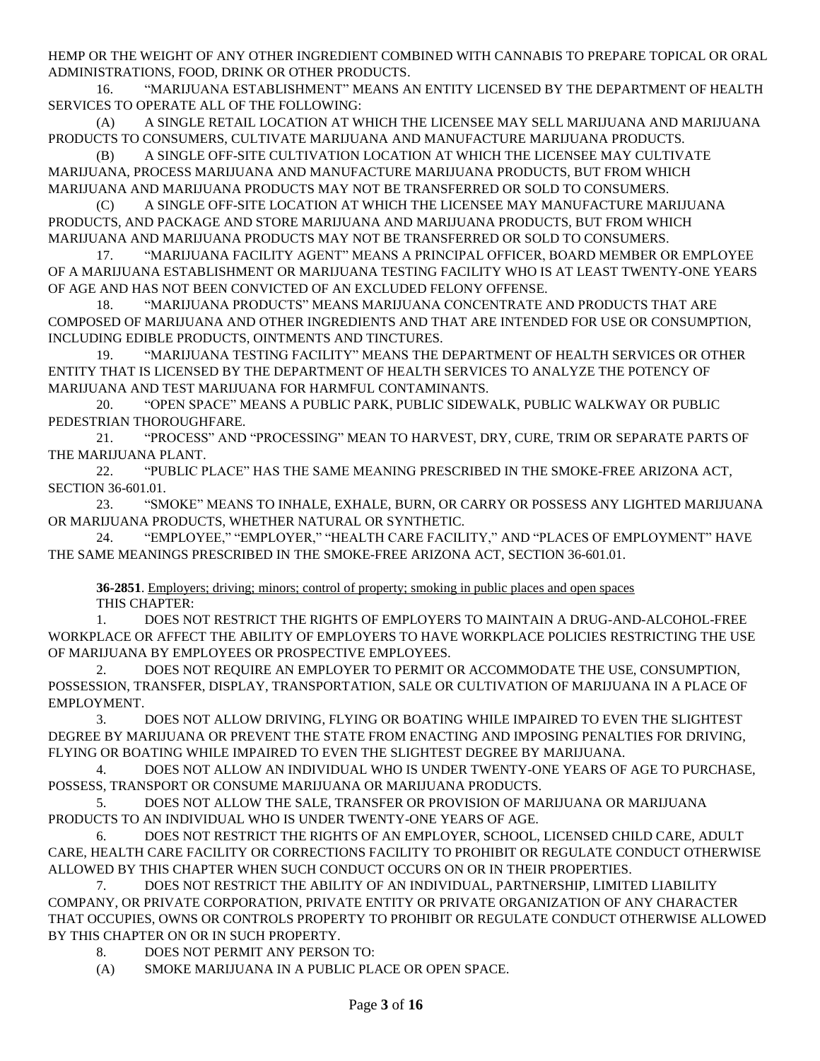HEMP OR THE WEIGHT OF ANY OTHER INGREDIENT COMBINED WITH CANNABIS TO PREPARE TOPICAL OR ORAL ADMINISTRATIONS, FOOD, DRINK OR OTHER PRODUCTS.

16. "MARIJUANA ESTABLISHMENT" MEANS AN ENTITY LICENSED BY THE DEPARTMENT OF HEALTH SERVICES TO OPERATE ALL OF THE FOLLOWING:

(A) A SINGLE RETAIL LOCATION AT WHICH THE LICENSEE MAY SELL MARIJUANA AND MARIJUANA PRODUCTS TO CONSUMERS, CULTIVATE MARIJUANA AND MANUFACTURE MARIJUANA PRODUCTS.

(B) A SINGLE OFF-SITE CULTIVATION LOCATION AT WHICH THE LICENSEE MAY CULTIVATE MARIJUANA, PROCESS MARIJUANA AND MANUFACTURE MARIJUANA PRODUCTS, BUT FROM WHICH MARIJUANA AND MARIJUANA PRODUCTS MAY NOT BE TRANSFERRED OR SOLD TO CONSUMERS.

(C) A SINGLE OFF-SITE LOCATION AT WHICH THE LICENSEE MAY MANUFACTURE MARIJUANA PRODUCTS, AND PACKAGE AND STORE MARIJUANA AND MARIJUANA PRODUCTS, BUT FROM WHICH MARIJUANA AND MARIJUANA PRODUCTS MAY NOT BE TRANSFERRED OR SOLD TO CONSUMERS.

17. "MARIJUANA FACILITY AGENT" MEANS A PRINCIPAL OFFICER, BOARD MEMBER OR EMPLOYEE OF A MARIJUANA ESTABLISHMENT OR MARIJUANA TESTING FACILITY WHO IS AT LEAST TWENTY-ONE YEARS OF AGE AND HAS NOT BEEN CONVICTED OF AN EXCLUDED FELONY OFFENSE.

18. "MARIJUANA PRODUCTS" MEANS MARIJUANA CONCENTRATE AND PRODUCTS THAT ARE COMPOSED OF MARIJUANA AND OTHER INGREDIENTS AND THAT ARE INTENDED FOR USE OR CONSUMPTION, INCLUDING EDIBLE PRODUCTS, OINTMENTS AND TINCTURES.

19. "MARIJUANA TESTING FACILITY" MEANS THE DEPARTMENT OF HEALTH SERVICES OR OTHER ENTITY THAT IS LICENSED BY THE DEPARTMENT OF HEALTH SERVICES TO ANALYZE THE POTENCY OF MARIJUANA AND TEST MARIJUANA FOR HARMFUL CONTAMINANTS.

20. "OPEN SPACE" MEANS A PUBLIC PARK, PUBLIC SIDEWALK, PUBLIC WALKWAY OR PUBLIC PEDESTRIAN THOROUGHFARE.

21. "PROCESS" AND "PROCESSING" MEAN TO HARVEST, DRY, CURE, TRIM OR SEPARATE PARTS OF THE MARIJUANA PLANT.

22. "PUBLIC PLACE" HAS THE SAME MEANING PRESCRIBED IN THE SMOKE-FREE ARIZONA ACT, SECTION 36-601.01.

23. "SMOKE" MEANS TO INHALE, EXHALE, BURN, OR CARRY OR POSSESS ANY LIGHTED MARIJUANA OR MARIJUANA PRODUCTS, WHETHER NATURAL OR SYNTHETIC.

24. "EMPLOYEE," "EMPLOYER," "HEALTH CARE FACILITY," AND "PLACES OF EMPLOYMENT" HAVE THE SAME MEANINGS PRESCRIBED IN THE SMOKE-FREE ARIZONA ACT, SECTION 36-601.01.

**36-2851**. Employers; driving; minors; control of property; smoking in public places and open spaces

THIS CHAPTER:

1. DOES NOT RESTRICT THE RIGHTS OF EMPLOYERS TO MAINTAIN A DRUG-AND-ALCOHOL-FREE WORKPLACE OR AFFECT THE ABILITY OF EMPLOYERS TO HAVE WORKPLACE POLICIES RESTRICTING THE USE OF MARIJUANA BY EMPLOYEES OR PROSPECTIVE EMPLOYEES.

2. DOES NOT REQUIRE AN EMPLOYER TO PERMIT OR ACCOMMODATE THE USE, CONSUMPTION, POSSESSION, TRANSFER, DISPLAY, TRANSPORTATION, SALE OR CULTIVATION OF MARIJUANA IN A PLACE OF EMPLOYMENT.

3. DOES NOT ALLOW DRIVING, FLYING OR BOATING WHILE IMPAIRED TO EVEN THE SLIGHTEST DEGREE BY MARIJUANA OR PREVENT THE STATE FROM ENACTING AND IMPOSING PENALTIES FOR DRIVING, FLYING OR BOATING WHILE IMPAIRED TO EVEN THE SLIGHTEST DEGREE BY MARIJUANA.

4. DOES NOT ALLOW AN INDIVIDUAL WHO IS UNDER TWENTY-ONE YEARS OF AGE TO PURCHASE, POSSESS, TRANSPORT OR CONSUME MARIJUANA OR MARIJUANA PRODUCTS.

5. DOES NOT ALLOW THE SALE, TRANSFER OR PROVISION OF MARIJUANA OR MARIJUANA PRODUCTS TO AN INDIVIDUAL WHO IS UNDER TWENTY-ONE YEARS OF AGE.

6. DOES NOT RESTRICT THE RIGHTS OF AN EMPLOYER, SCHOOL, LICENSED CHILD CARE, ADULT CARE, HEALTH CARE FACILITY OR CORRECTIONS FACILITY TO PROHIBIT OR REGULATE CONDUCT OTHERWISE ALLOWED BY THIS CHAPTER WHEN SUCH CONDUCT OCCURS ON OR IN THEIR PROPERTIES.

7. DOES NOT RESTRICT THE ABILITY OF AN INDIVIDUAL, PARTNERSHIP, LIMITED LIABILITY COMPANY, OR PRIVATE CORPORATION, PRIVATE ENTITY OR PRIVATE ORGANIZATION OF ANY CHARACTER THAT OCCUPIES, OWNS OR CONTROLS PROPERTY TO PROHIBIT OR REGULATE CONDUCT OTHERWISE ALLOWED BY THIS CHAPTER ON OR IN SUCH PROPERTY.

8. DOES NOT PERMIT ANY PERSON TO:

(A) SMOKE MARIJUANA IN A PUBLIC PLACE OR OPEN SPACE.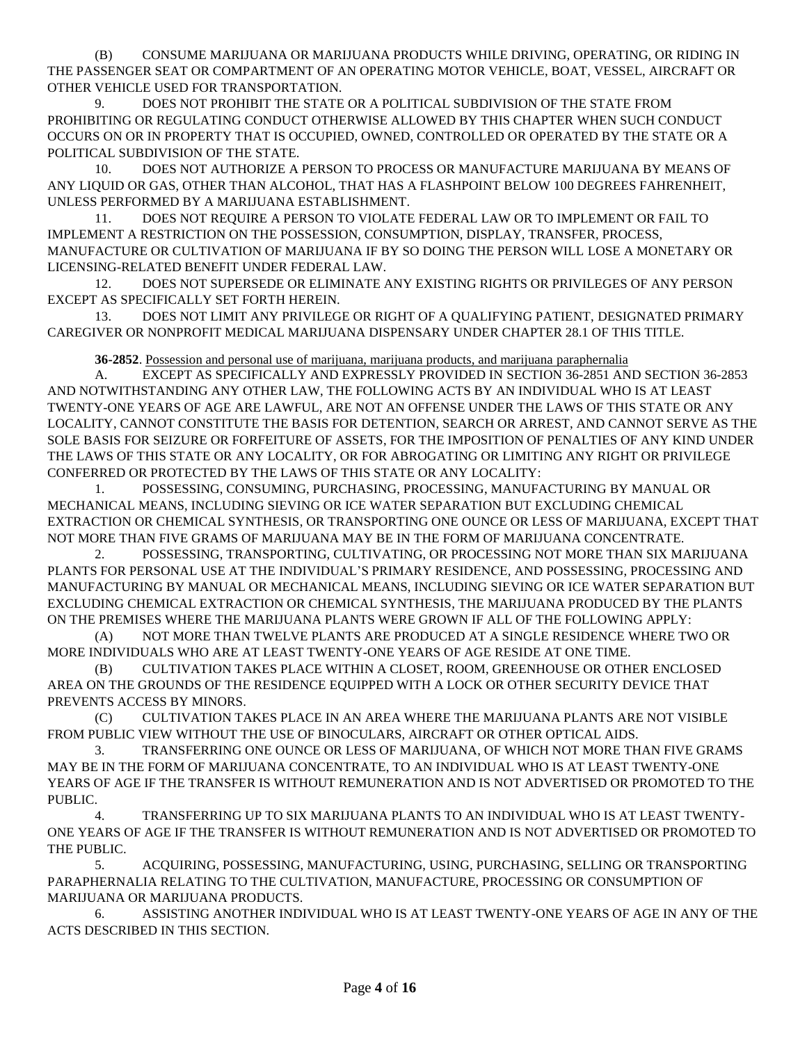(B) CONSUME MARIJUANA OR MARIJUANA PRODUCTS WHILE DRIVING, OPERATING, OR RIDING IN THE PASSENGER SEAT OR COMPARTMENT OF AN OPERATING MOTOR VEHICLE, BOAT, VESSEL, AIRCRAFT OR OTHER VEHICLE USED FOR TRANSPORTATION.

9. DOES NOT PROHIBIT THE STATE OR A POLITICAL SUBDIVISION OF THE STATE FROM PROHIBITING OR REGULATING CONDUCT OTHERWISE ALLOWED BY THIS CHAPTER WHEN SUCH CONDUCT OCCURS ON OR IN PROPERTY THAT IS OCCUPIED, OWNED, CONTROLLED OR OPERATED BY THE STATE OR A POLITICAL SUBDIVISION OF THE STATE.

10. DOES NOT AUTHORIZE A PERSON TO PROCESS OR MANUFACTURE MARIJUANA BY MEANS OF ANY LIQUID OR GAS, OTHER THAN ALCOHOL, THAT HAS A FLASHPOINT BELOW 100 DEGREES FAHRENHEIT, UNLESS PERFORMED BY A MARIJUANA ESTABLISHMENT.

11. DOES NOT REQUIRE A PERSON TO VIOLATE FEDERAL LAW OR TO IMPLEMENT OR FAIL TO IMPLEMENT A RESTRICTION ON THE POSSESSION, CONSUMPTION, DISPLAY, TRANSFER, PROCESS, MANUFACTURE OR CULTIVATION OF MARIJUANA IF BY SO DOING THE PERSON WILL LOSE A MONETARY OR LICENSING-RELATED BENEFIT UNDER FEDERAL LAW.

12. DOES NOT SUPERSEDE OR ELIMINATE ANY EXISTING RIGHTS OR PRIVILEGES OF ANY PERSON EXCEPT AS SPECIFICALLY SET FORTH HEREIN.

13. DOES NOT LIMIT ANY PRIVILEGE OR RIGHT OF A QUALIFYING PATIENT, DESIGNATED PRIMARY CAREGIVER OR NONPROFIT MEDICAL MARIJUANA DISPENSARY UNDER CHAPTER 28.1 OF THIS TITLE.

**36-2852**. Possession and personal use of marijuana, marijuana products, and marijuana paraphernalia

A. EXCEPT AS SPECIFICALLY AND EXPRESSLY PROVIDED IN SECTION 36-2851 AND SECTION 36-2853 AND NOTWITHSTANDING ANY OTHER LAW, THE FOLLOWING ACTS BY AN INDIVIDUAL WHO IS AT LEAST TWENTY-ONE YEARS OF AGE ARE LAWFUL, ARE NOT AN OFFENSE UNDER THE LAWS OF THIS STATE OR ANY LOCALITY, CANNOT CONSTITUTE THE BASIS FOR DETENTION, SEARCH OR ARREST, AND CANNOT SERVE AS THE SOLE BASIS FOR SEIZURE OR FORFEITURE OF ASSETS, FOR THE IMPOSITION OF PENALTIES OF ANY KIND UNDER THE LAWS OF THIS STATE OR ANY LOCALITY, OR FOR ABROGATING OR LIMITING ANY RIGHT OR PRIVILEGE CONFERRED OR PROTECTED BY THE LAWS OF THIS STATE OR ANY LOCALITY:

1. POSSESSING, CONSUMING, PURCHASING, PROCESSING, MANUFACTURING BY MANUAL OR MECHANICAL MEANS, INCLUDING SIEVING OR ICE WATER SEPARATION BUT EXCLUDING CHEMICAL EXTRACTION OR CHEMICAL SYNTHESIS, OR TRANSPORTING ONE OUNCE OR LESS OF MARIJUANA, EXCEPT THAT NOT MORE THAN FIVE GRAMS OF MARIJUANA MAY BE IN THE FORM OF MARIJUANA CONCENTRATE.

2. POSSESSING, TRANSPORTING, CULTIVATING, OR PROCESSING NOT MORE THAN SIX MARIJUANA PLANTS FOR PERSONAL USE AT THE INDIVIDUAL'S PRIMARY RESIDENCE, AND POSSESSING, PROCESSING AND MANUFACTURING BY MANUAL OR MECHANICAL MEANS, INCLUDING SIEVING OR ICE WATER SEPARATION BUT EXCLUDING CHEMICAL EXTRACTION OR CHEMICAL SYNTHESIS, THE MARIJUANA PRODUCED BY THE PLANTS ON THE PREMISES WHERE THE MARIJUANA PLANTS WERE GROWN IF ALL OF THE FOLLOWING APPLY:

(A) NOT MORE THAN TWELVE PLANTS ARE PRODUCED AT A SINGLE RESIDENCE WHERE TWO OR MORE INDIVIDUALS WHO ARE AT LEAST TWENTY-ONE YEARS OF AGE RESIDE AT ONE TIME.

(B) CULTIVATION TAKES PLACE WITHIN A CLOSET, ROOM, GREENHOUSE OR OTHER ENCLOSED AREA ON THE GROUNDS OF THE RESIDENCE EQUIPPED WITH A LOCK OR OTHER SECURITY DEVICE THAT PREVENTS ACCESS BY MINORS.

(C) CULTIVATION TAKES PLACE IN AN AREA WHERE THE MARIJUANA PLANTS ARE NOT VISIBLE FROM PUBLIC VIEW WITHOUT THE USE OF BINOCULARS, AIRCRAFT OR OTHER OPTICAL AIDS.

3. TRANSFERRING ONE OUNCE OR LESS OF MARIJUANA, OF WHICH NOT MORE THAN FIVE GRAMS MAY BE IN THE FORM OF MARIJUANA CONCENTRATE, TO AN INDIVIDUAL WHO IS AT LEAST TWENTY-ONE YEARS OF AGE IF THE TRANSFER IS WITHOUT REMUNERATION AND IS NOT ADVERTISED OR PROMOTED TO THE PUBLIC.

4. TRANSFERRING UP TO SIX MARIJUANA PLANTS TO AN INDIVIDUAL WHO IS AT LEAST TWENTY-ONE YEARS OF AGE IF THE TRANSFER IS WITHOUT REMUNERATION AND IS NOT ADVERTISED OR PROMOTED TO THE PUBLIC.

5. ACQUIRING, POSSESSING, MANUFACTURING, USING, PURCHASING, SELLING OR TRANSPORTING PARAPHERNALIA RELATING TO THE CULTIVATION, MANUFACTURE, PROCESSING OR CONSUMPTION OF MARIJUANA OR MARIJUANA PRODUCTS.

6. ASSISTING ANOTHER INDIVIDUAL WHO IS AT LEAST TWENTY-ONE YEARS OF AGE IN ANY OF THE ACTS DESCRIBED IN THIS SECTION.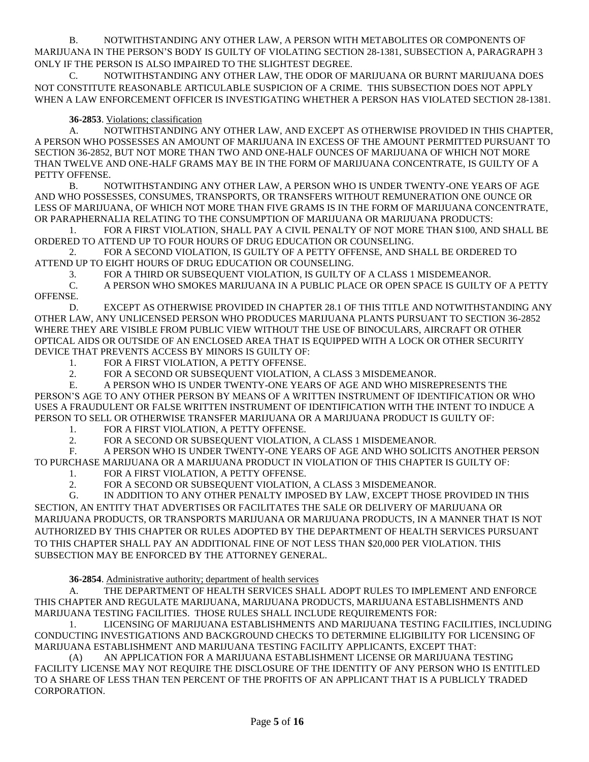B. NOTWITHSTANDING ANY OTHER LAW, A PERSON WITH METABOLITES OR COMPONENTS OF MARIJUANA IN THE PERSON'S BODY IS GUILTY OF VIOLATING SECTION 28-1381, SUBSECTION A, PARAGRAPH 3 ONLY IF THE PERSON IS ALSO IMPAIRED TO THE SLIGHTEST DEGREE.

C. NOTWITHSTANDING ANY OTHER LAW, THE ODOR OF MARIJUANA OR BURNT MARIJUANA DOES NOT CONSTITUTE REASONABLE ARTICULABLE SUSPICION OF A CRIME. THIS SUBSECTION DOES NOT APPLY WHEN A LAW ENFORCEMENT OFFICER IS INVESTIGATING WHETHER A PERSON HAS VIOLATED SECTION 28-1381.

**36-2853**. Violations; classification

A. NOTWITHSTANDING ANY OTHER LAW, AND EXCEPT AS OTHERWISE PROVIDED IN THIS CHAPTER, A PERSON WHO POSSESSES AN AMOUNT OF MARIJUANA IN EXCESS OF THE AMOUNT PERMITTED PURSUANT TO SECTION 36-2852, BUT NOT MORE THAN TWO AND ONE-HALF OUNCES OF MARIJUANA OF WHICH NOT MORE THAN TWELVE AND ONE-HALF GRAMS MAY BE IN THE FORM OF MARIJUANA CONCENTRATE, IS GUILTY OF A PETTY OFFENSE.

B. NOTWITHSTANDING ANY OTHER LAW, A PERSON WHO IS UNDER TWENTY-ONE YEARS OF AGE AND WHO POSSESSES, CONSUMES, TRANSPORTS, OR TRANSFERS WITHOUT REMUNERATION ONE OUNCE OR LESS OF MARIJUANA, OF WHICH NOT MORE THAN FIVE GRAMS IS IN THE FORM OF MARIJUANA CONCENTRATE, OR PARAPHERNALIA RELATING TO THE CONSUMPTION OF MARIJUANA OR MARIJUANA PRODUCTS:

1. FOR A FIRST VIOLATION, SHALL PAY A CIVIL PENALTY OF NOT MORE THAN $100, AND SHALL BE ORDERED TO ATTEND UP TO FOUR HOURS OF DRUG EDUCATION OR COUNSELING.
2. FOR A SECOND VIOLATION, IS GUILTY OF A PETTY OFFENSE, AND SHALL BE ORDERED TO ATTEND UP TO EIGHT HOURS OF DRUG EDUCATION OR COUNSELING.
3. FOR A THIRD OR SUBSEQUENT VIOLATION, IS GUILTY OF A CLASS 1 MISDEMEANOR.

C. A PERSON WHO SMOKES MARIJUANA IN A PUBLIC PLACE OR OPEN SPACE IS GUILTY OF A PETTY OFFENSE.

D. EXCEPT AS OTHERWISE PROVIDED IN CHAPTER 28.1 OF THIS TITLE AND NOTWITHSTANDING ANY OTHER LAW, ANY UNLICENSED PERSON WHO PRODUCES MARIJUANA PLANTS PURSUANT TO SECTION 36-2852 WHERE THEY ARE VISIBLE FROM PUBLIC VIEW WITHOUT THE USE OF BINOCULARS, AIRCRAFT OR OTHER OPTICAL AIDS OR OUTSIDE OF AN ENCLOSED AREA THAT IS EQUIPPED WITH A LOCK OR OTHER SECURITY DEVICE THAT PREVENTS ACCESS BY MINORS IS GUILTY OF:

1. FOR A FIRST VIOLATION, A PETTY OFFENSE.
2. FOR A SECOND OR SUBSEQUENT VIOLATION, A CLASS 3 MISDEMEANOR.

E. A PERSON WHO IS UNDER TWENTY-ONE YEARS OF AGE AND WHO MISREPRESENTS THE PERSON'S AGE TO ANY OTHER PERSON BY MEANS OF A WRITTEN INSTRUMENT OF IDENTIFICATION OR WHO USES A FRAUDULENT OR FALSE WRITTEN INSTRUMENT OF IDENTIFICATION WITH THE INTENT TO INDUCE A PERSON TO SELL OR OTHERWISE TRANSFER MARIJUANA OR A MARIJUANA PRODUCT IS GUILTY OF:

1. FOR A FIRST VIOLATION, A PETTY OFFENSE.
2. FOR A SECOND OR SUBSEQUENT VIOLATION, A CLASS 1 MISDEMEANOR.

F. A PERSON WHO IS UNDER TWENTY-ONE YEARS OF AGE AND WHO SOLICITS ANOTHER PERSON TO PURCHASE MARIJUANA OR A MARIJUANA PRODUCT IN VIOLATION OF THIS CHAPTER IS GUILTY OF:

1. FOR A FIRST VIOLATION, A PETTY OFFENSE.
2. FOR A SECOND OR SUBSEQUENT VIOLATION, A CLASS 3 MISDEMEANOR.

G. IN ADDITION TO ANY OTHER PENALTY IMPOSED BY LAW, EXCEPT THOSE PROVIDED IN THIS SECTION, AN ENTITY THAT ADVERTISES OR FACILITATES THE SALE OR DELIVERY OF MARIJUANA OR MARIJUANA PRODUCTS, OR TRANSPORTS MARIJUANA OR MARIJUANA PRODUCTS, IN A MANNER THAT IS NOT AUTHORIZED BY THIS CHAPTER OR RULES ADOPTED BY THE DEPARTMENT OF HEALTH SERVICES PURSUANT TO THIS CHAPTER SHALL PAY AN ADDITIONAL FINE OF NOT LESS THAN $20,000 PER VIOLATION. THIS SUBSECTION MAY BE ENFORCED BY THE ATTORNEY GENERAL.

**36-2854**. Administrative authority; department of health services

A. THE DEPARTMENT OF HEALTH SERVICES SHALL ADOPT RULES TO IMPLEMENT AND ENFORCE THIS CHAPTER AND REGULATE MARIJUANA, MARIJUANA PRODUCTS, MARIJUANA ESTABLISHMENTS AND MARIJUANA TESTING FACILITIES. THOSE RULES SHALL INCLUDE REQUIREMENTS FOR:

1. LICENSING OF MARIJUANA ESTABLISHMENTS AND MARIJUANA TESTING FACILITIES, INCLUDING CONDUCTING INVESTIGATIONS AND BACKGROUND CHECKS TO DETERMINE ELIGIBILITY FOR LICENSING OF MARIJUANA ESTABLISHMENT AND MARIJUANA TESTING FACILITY APPLICANTS, EXCEPT THAT:

(A) AN APPLICATION FOR A MARIJUANA ESTABLISHMENT LICENSE OR MARIJUANA TESTING FACILITY LICENSE MAY NOT REQUIRE THE DISCLOSURE OF THE IDENTITY OF ANY PERSON WHO IS ENTITLED TO A SHARE OF LESS THAN TEN PERCENT OF THE PROFITS OF AN APPLICANT THAT IS A PUBLICLY TRADED CORPORATION.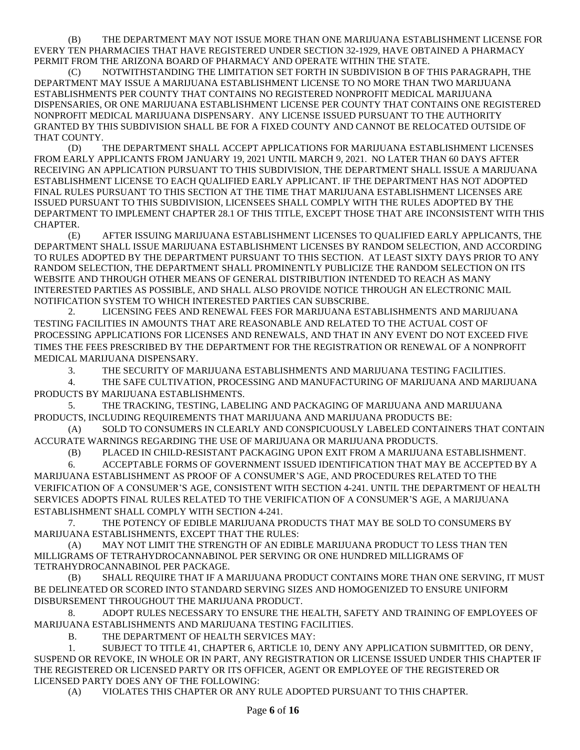(B) THE DEPARTMENT MAY NOT ISSUE MORE THAN ONE MARIJUANA ESTABLISHMENT LICENSE FOR EVERY TEN PHARMACIES THAT HAVE REGISTERED UNDER SECTION 32-1929, HAVE OBTAINED A PHARMACY PERMIT FROM THE ARIZONA BOARD OF PHARMACY AND OPERATE WITHIN THE STATE.

(C) NOTWITHSTANDING THE LIMITATION SET FORTH IN SUBDIVISION B OF THIS PARAGRAPH, THE DEPARTMENT MAY ISSUE A MARIJUANA ESTABLISHMENT LICENSE TO NO MORE THAN TWO MARIJUANA ESTABLISHMENTS PER COUNTY THAT CONTAINS NO REGISTERED NONPROFIT MEDICAL MARIJUANA DISPENSARIES, OR ONE MARIJUANA ESTABLISHMENT LICENSE PER COUNTY THAT CONTAINS ONE REGISTERED NONPROFIT MEDICAL MARIJUANA DISPENSARY. ANY LICENSE ISSUED PURSUANT TO THE AUTHORITY GRANTED BY THIS SUBDIVISION SHALL BE FOR A FIXED COUNTY AND CANNOT BE RELOCATED OUTSIDE OF THAT COUNTY.

(D) THE DEPARTMENT SHALL ACCEPT APPLICATIONS FOR MARIJUANA ESTABLISHMENT LICENSES FROM EARLY APPLICANTS FROM JANUARY 19, 2021 UNTIL MARCH 9, 2021. NO LATER THAN 60 DAYS AFTER RECEIVING AN APPLICATION PURSUANT TO THIS SUBDIVISION, THE DEPARTMENT SHALL ISSUE A MARIJUANA ESTABLISHMENT LICENSE TO EACH QUALIFIED EARLY APPLICANT. IF THE DEPARTMENT HAS NOT ADOPTED FINAL RULES PURSUANT TO THIS SECTION AT THE TIME THAT MARIJUANA ESTABLISHMENT LICENSES ARE ISSUED PURSUANT TO THIS SUBDIVISION, LICENSEES SHALL COMPLY WITH THE RULES ADOPTED BY THE DEPARTMENT TO IMPLEMENT CHAPTER 28.1 OF THIS TITLE, EXCEPT THOSE THAT ARE INCONSISTENT WITH THIS CHAPTER.

(E) AFTER ISSUING MARIJUANA ESTABLISHMENT LICENSES TO QUALIFIED EARLY APPLICANTS, THE DEPARTMENT SHALL ISSUE MARIJUANA ESTABLISHMENT LICENSES BY RANDOM SELECTION, AND ACCORDING TO RULES ADOPTED BY THE DEPARTMENT PURSUANT TO THIS SECTION. AT LEAST SIXTY DAYS PRIOR TO ANY RANDOM SELECTION, THE DEPARTMENT SHALL PROMINENTLY PUBLICIZE THE RANDOM SELECTION ON ITS WEBSITE AND THROUGH OTHER MEANS OF GENERAL DISTRIBUTION INTENDED TO REACH AS MANY INTERESTED PARTIES AS POSSIBLE, AND SHALL ALSO PROVIDE NOTICE THROUGH AN ELECTRONIC MAIL NOTIFICATION SYSTEM TO WHICH INTERESTED PARTIES CAN SUBSCRIBE.

2. LICENSING FEES AND RENEWAL FEES FOR MARIJUANA ESTABLISHMENTS AND MARIJUANA TESTING FACILITIES IN AMOUNTS THAT ARE REASONABLE AND RELATED TO THE ACTUAL COST OF PROCESSING APPLICATIONS FOR LICENSES AND RENEWALS, AND THAT IN ANY EVENT DO NOT EXCEED FIVE TIMES THE FEES PRESCRIBED BY THE DEPARTMENT FOR THE REGISTRATION OR RENEWAL OF A NONPROFIT MEDICAL MARIJUANA DISPENSARY.

3. THE SECURITY OF MARIJUANA ESTABLISHMENTS AND MARIJUANA TESTING FACILITIES.

4. THE SAFE CULTIVATION, PROCESSING AND MANUFACTURING OF MARIJUANA AND MARIJUANA PRODUCTS BY MARIJUANA ESTABLISHMENTS.

5. THE TRACKING, TESTING, LABELING AND PACKAGING OF MARIJUANA AND MARIJUANA PRODUCTS, INCLUDING REQUIREMENTS THAT MARIJUANA AND MARIJUANA PRODUCTS BE:

(A) SOLD TO CONSUMERS IN CLEARLY AND CONSPICUOUSLY LABELED CONTAINERS THAT CONTAIN ACCURATE WARNINGS REGARDING THE USE OF MARIJUANA OR MARIJUANA PRODUCTS.

(B) PLACED IN CHILD-RESISTANT PACKAGING UPON EXIT FROM A MARIJUANA ESTABLISHMENT.

6. ACCEPTABLE FORMS OF GOVERNMENT ISSUED IDENTIFICATION THAT MAY BE ACCEPTED BY A MARIJUANA ESTABLISHMENT AS PROOF OF A CONSUMER'S AGE, AND PROCEDURES RELATED TO THE VERIFICATION OF A CONSUMER'S AGE, CONSISTENT WITH SECTION 4-241. UNTIL THE DEPARTMENT OF HEALTH SERVICES ADOPTS FINAL RULES RELATED TO THE VERIFICATION OF A CONSUMER'S AGE, A MARIJUANA ESTABLISHMENT SHALL COMPLY WITH SECTION 4-241.

7. THE POTENCY OF EDIBLE MARIJUANA PRODUCTS THAT MAY BE SOLD TO CONSUMERS BY MARIJUANA ESTABLISHMENTS, EXCEPT THAT THE RULES:

(A) MAY NOT LIMIT THE STRENGTH OF AN EDIBLE MARIJUANA PRODUCT TO LESS THAN TEN MILLIGRAMS OF TETRAHYDROCANNABINOL PER SERVING OR ONE HUNDRED MILLIGRAMS OF TETRAHYDROCANNABINOL PER PACKAGE.

(B) SHALL REQUIRE THAT IF A MARIJUANA PRODUCT CONTAINS MORE THAN ONE SERVING, IT MUST BE DELINEATED OR SCORED INTO STANDARD SERVING SIZES AND HOMOGENIZED TO ENSURE UNIFORM DISBURSEMENT THROUGHOUT THE MARIJUANA PRODUCT.

8. ADOPT RULES NECESSARY TO ENSURE THE HEALTH, SAFETY AND TRAINING OF EMPLOYEES OF MARIJUANA ESTABLISHMENTS AND MARIJUANA TESTING FACILITIES.

B. THE DEPARTMENT OF HEALTH SERVICES MAY:

1. SUBJECT TO TITLE 41, CHAPTER 6, ARTICLE 10, DENY ANY APPLICATION SUBMITTED, OR DENY, SUSPEND OR REVOKE, IN WHOLE OR IN PART, ANY REGISTRATION OR LICENSE ISSUED UNDER THIS CHAPTER IF THE REGISTERED OR LICENSED PARTY OR ITS OFFICER, AGENT OR EMPLOYEE OF THE REGISTERED OR LICENSED PARTY DOES ANY OF THE FOLLOWING:

(A) VIOLATES THIS CHAPTER OR ANY RULE ADOPTED PURSUANT TO THIS CHAPTER.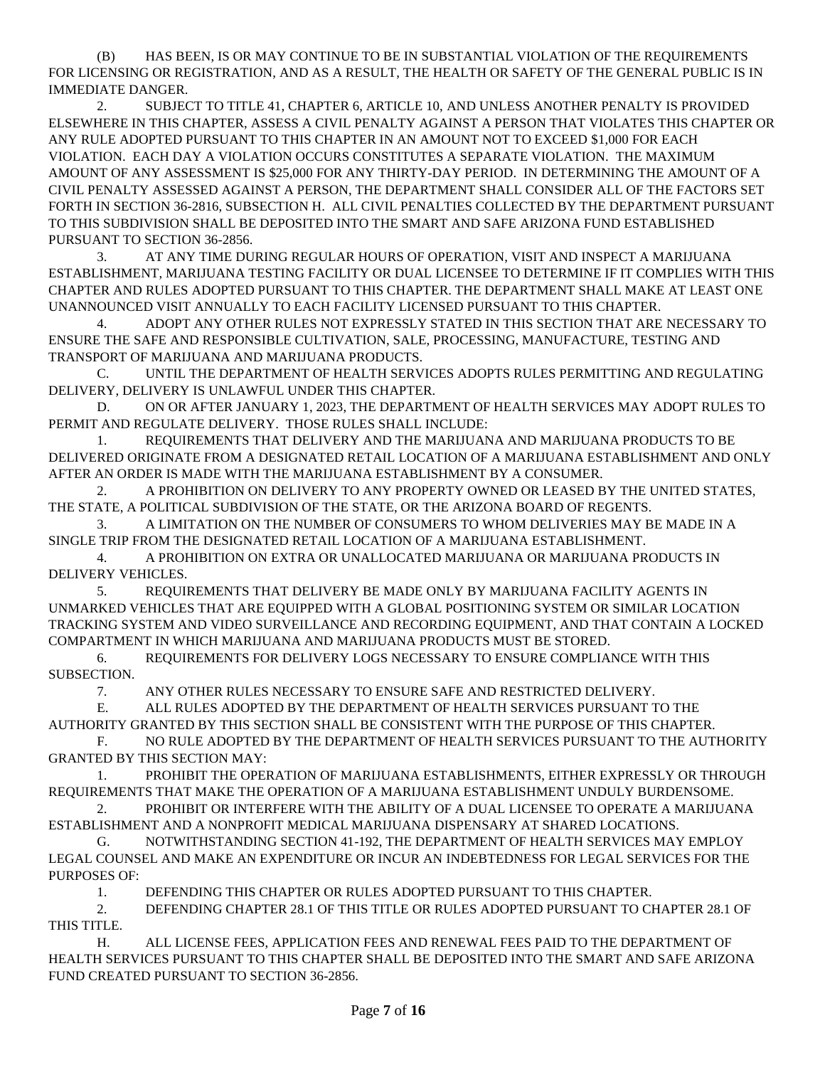(B) HAS BEEN, IS OR MAY CONTINUE TO BE IN SUBSTANTIAL VIOLATION OF THE REQUIREMENTS FOR LICENSING OR REGISTRATION, AND AS A RESULT, THE HEALTH OR SAFETY OF THE GENERAL PUBLIC IS IN IMMEDIATE DANGER.

2. SUBJECT TO TITLE 41, CHAPTER 6, ARTICLE 10, AND UNLESS ANOTHER PENALTY IS PROVIDED ELSEWHERE IN THIS CHAPTER, ASSESS A CIVIL PENALTY AGAINST A PERSON THAT VIOLATES THIS CHAPTER OR ANY RULE ADOPTED PURSUANT TO THIS CHAPTER IN AN AMOUNT NOT TO EXCEED $1,000 FOR EACH VIOLATION. EACH DAY A VIOLATION OCCURS CONSTITUTES A SEPARATE VIOLATION. THE MAXIMUM AMOUNT OF ANY ASSESSMENT IS $25,000 FOR ANY THIRTY-DAY PERIOD. IN DETERMINING THE AMOUNT OF A CIVIL PENALTY ASSESSED AGAINST A PERSON, THE DEPARTMENT SHALL CONSIDER ALL OF THE FACTORS SET FORTH IN SECTION 36-2816, SUBSECTION H. ALL CIVIL PENALTIES COLLECTED BY THE DEPARTMENT PURSUANT TO THIS SUBDIVISION SHALL BE DEPOSITED INTO THE SMART AND SAFE ARIZONA FUND ESTABLISHED PURSUANT TO SECTION 36-2856.

3. AT ANY TIME DURING REGULAR HOURS OF OPERATION, VISIT AND INSPECT A MARIJUANA ESTABLISHMENT, MARIJUANA TESTING FACILITY OR DUAL LICENSEE TO DETERMINE IF IT COMPLIES WITH THIS CHAPTER AND RULES ADOPTED PURSUANT TO THIS CHAPTER. THE DEPARTMENT SHALL MAKE AT LEAST ONE UNANNOUNCED VISIT ANNUALLY TO EACH FACILITY LICENSED PURSUANT TO THIS CHAPTER.

4. ADOPT ANY OTHER RULES NOT EXPRESSLY STATED IN THIS SECTION THAT ARE NECESSARY TO ENSURE THE SAFE AND RESPONSIBLE CULTIVATION, SALE, PROCESSING, MANUFACTURE, TESTING AND TRANSPORT OF MARIJUANA AND MARIJUANA PRODUCTS.

C. UNTIL THE DEPARTMENT OF HEALTH SERVICES ADOPTS RULES PERMITTING AND REGULATING DELIVERY, DELIVERY IS UNLAWFUL UNDER THIS CHAPTER.

D. ON OR AFTER JANUARY 1, 2023, THE DEPARTMENT OF HEALTH SERVICES MAY ADOPT RULES TO PERMIT AND REGULATE DELIVERY. THOSE RULES SHALL INCLUDE:

1. REQUIREMENTS THAT DELIVERY AND THE MARIJUANA AND MARIJUANA PRODUCTS TO BE DELIVERED ORIGINATE FROM A DESIGNATED RETAIL LOCATION OF A MARIJUANA ESTABLISHMENT AND ONLY AFTER AN ORDER IS MADE WITH THE MARIJUANA ESTABLISHMENT BY A CONSUMER.

2. A PROHIBITION ON DELIVERY TO ANY PROPERTY OWNED OR LEASED BY THE UNITED STATES, THE STATE, A POLITICAL SUBDIVISION OF THE STATE, OR THE ARIZONA BOARD OF REGENTS.

3. A LIMITATION ON THE NUMBER OF CONSUMERS TO WHOM DELIVERIES MAY BE MADE IN A SINGLE TRIP FROM THE DESIGNATED RETAIL LOCATION OF A MARIJUANA ESTABLISHMENT.

4. A PROHIBITION ON EXTRA OR UNALLOCATED MARIJUANA OR MARIJUANA PRODUCTS IN DELIVERY VEHICLES.

5. REQUIREMENTS THAT DELIVERY BE MADE ONLY BY MARIJUANA FACILITY AGENTS IN UNMARKED VEHICLES THAT ARE EQUIPPED WITH A GLOBAL POSITIONING SYSTEM OR SIMILAR LOCATION TRACKING SYSTEM AND VIDEO SURVEILLANCE AND RECORDING EQUIPMENT, AND THAT CONTAIN A LOCKED COMPARTMENT IN WHICH MARIJUANA AND MARIJUANA PRODUCTS MUST BE STORED.

6. REQUIREMENTS FOR DELIVERY LOGS NECESSARY TO ENSURE COMPLIANCE WITH THIS SUBSECTION.

7. ANY OTHER RULES NECESSARY TO ENSURE SAFE AND RESTRICTED DELIVERY.

E. ALL RULES ADOPTED BY THE DEPARTMENT OF HEALTH SERVICES PURSUANT TO THE AUTHORITY GRANTED BY THIS SECTION SHALL BE CONSISTENT WITH THE PURPOSE OF THIS CHAPTER.

F. NO RULE ADOPTED BY THE DEPARTMENT OF HEALTH SERVICES PURSUANT TO THE AUTHORITY GRANTED BY THIS SECTION MAY:

1. PROHIBIT THE OPERATION OF MARIJUANA ESTABLISHMENTS, EITHER EXPRESSLY OR THROUGH REQUIREMENTS THAT MAKE THE OPERATION OF A MARIJUANA ESTABLISHMENT UNDULY BURDENSOME.

2. PROHIBIT OR INTERFERE WITH THE ABILITY OF A DUAL LICENSEE TO OPERATE A MARIJUANA ESTABLISHMENT AND A NONPROFIT MEDICAL MARIJUANA DISPENSARY AT SHARED LOCATIONS.

G. NOTWITHSTANDING SECTION 41-192, THE DEPARTMENT OF HEALTH SERVICES MAY EMPLOY LEGAL COUNSEL AND MAKE AN EXPENDITURE OR INCUR AN INDEBTEDNESS FOR LEGAL SERVICES FOR THE PURPOSES OF:

1. DEFENDING THIS CHAPTER OR RULES ADOPTED PURSUANT TO THIS CHAPTER.

2. DEFENDING CHAPTER 28.1 OF THIS TITLE OR RULES ADOPTED PURSUANT TO CHAPTER 28.1 OF THIS TITLE.

H. ALL LICENSE FEES, APPLICATION FEES AND RENEWAL FEES PAID TO THE DEPARTMENT OF HEALTH SERVICES PURSUANT TO THIS CHAPTER SHALL BE DEPOSITED INTO THE SMART AND SAFE ARIZONA FUND CREATED PURSUANT TO SECTION 36-2856.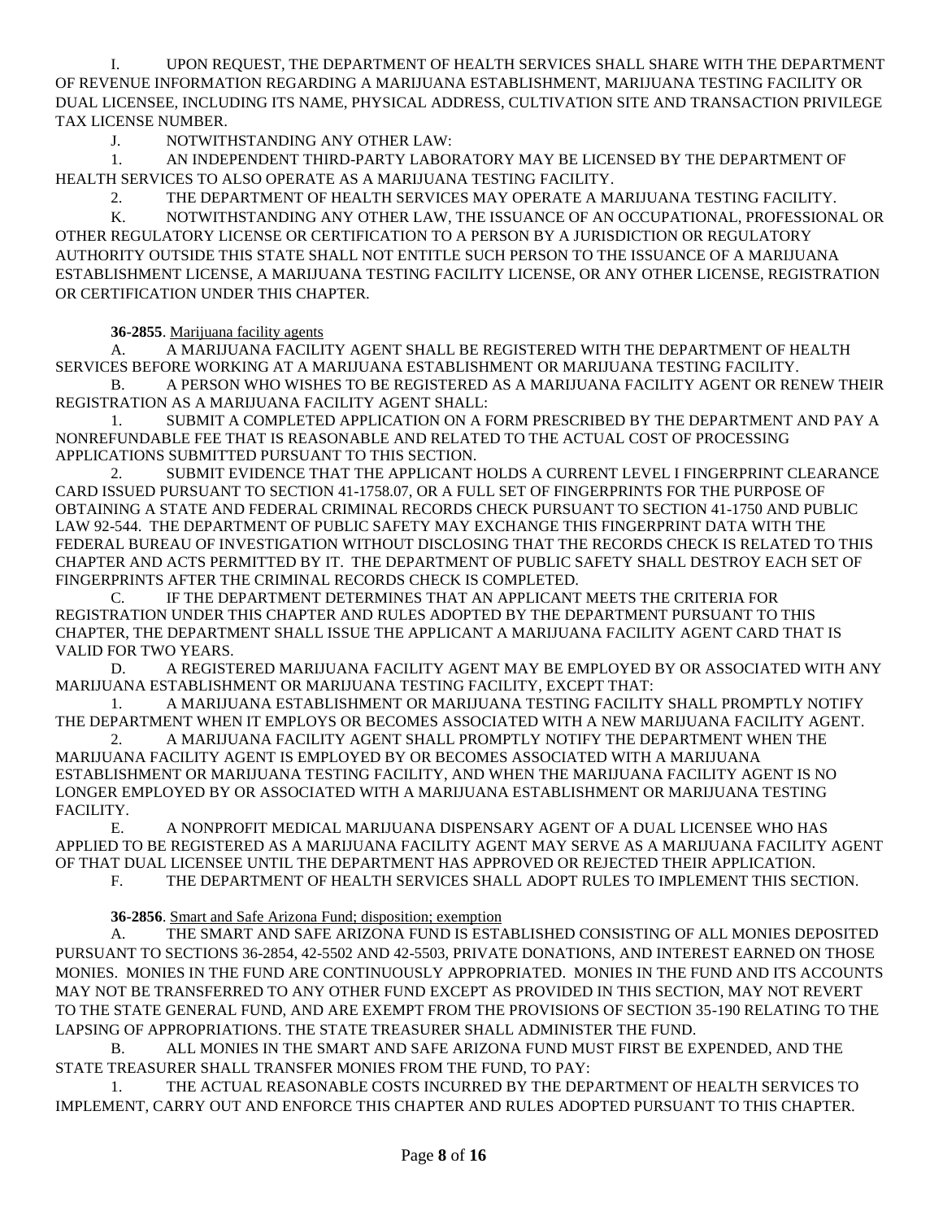I. UPON REQUEST, THE DEPARTMENT OF HEALTH SERVICES SHALL SHARE WITH THE DEPARTMENT OF REVENUE INFORMATION REGARDING A MARIJUANA ESTABLISHMENT, MARIJUANA TESTING FACILITY OR DUAL LICENSEE, INCLUDING ITS NAME, PHYSICAL ADDRESS, CULTIVATION SITE AND TRANSACTION PRIVILEGE TAX LICENSE NUMBER.

J. NOTWITHSTANDING ANY OTHER LAW:

1. AN INDEPENDENT THIRD-PARTY LABORATORY MAY BE LICENSED BY THE DEPARTMENT OF HEALTH SERVICES TO ALSO OPERATE AS A MARIJUANA TESTING FACILITY.

2. THE DEPARTMENT OF HEALTH SERVICES MAY OPERATE A MARIJUANA TESTING FACILITY.

K. NOTWITHSTANDING ANY OTHER LAW, THE ISSUANCE OF AN OCCUPATIONAL, PROFESSIONAL OR OTHER REGULATORY LICENSE OR CERTIFICATION TO A PERSON BY A JURISDICTION OR REGULATORY AUTHORITY OUTSIDE THIS STATE SHALL NOT ENTITLE SUCH PERSON TO THE ISSUANCE OF A MARIJUANA ESTABLISHMENT LICENSE, A MARIJUANA TESTING FACILITY LICENSE, OR ANY OTHER LICENSE, REGISTRATION OR CERTIFICATION UNDER THIS CHAPTER.

**36-2855**. Marijuana facility agents

A. A MARIJUANA FACILITY AGENT SHALL BE REGISTERED WITH THE DEPARTMENT OF HEALTH SERVICES BEFORE WORKING AT A MARIJUANA ESTABLISHMENT OR MARIJUANA TESTING FACILITY.

B. A PERSON WHO WISHES TO BE REGISTERED AS A MARIJUANA FACILITY AGENT OR RENEW THEIR REGISTRATION AS A MARIJUANA FACILITY AGENT SHALL:

1. SUBMIT A COMPLETED APPLICATION ON A FORM PRESCRIBED BY THE DEPARTMENT AND PAY A NONREFUNDABLE FEE THAT IS REASONABLE AND RELATED TO THE ACTUAL COST OF PROCESSING APPLICATIONS SUBMITTED PURSUANT TO THIS SECTION.

2. SUBMIT EVIDENCE THAT THE APPLICANT HOLDS A CURRENT LEVEL I FINGERPRINT CLEARANCE CARD ISSUED PURSUANT TO SECTION 41-1758.07, OR A FULL SET OF FINGERPRINTS FOR THE PURPOSE OF OBTAINING A STATE AND FEDERAL CRIMINAL RECORDS CHECK PURSUANT TO SECTION 41-1750 AND PUBLIC LAW 92-544. THE DEPARTMENT OF PUBLIC SAFETY MAY EXCHANGE THIS FINGERPRINT DATA WITH THE FEDERAL BUREAU OF INVESTIGATION WITHOUT DISCLOSING THAT THE RECORDS CHECK IS RELATED TO THIS CHAPTER AND ACTS PERMITTED BY IT. THE DEPARTMENT OF PUBLIC SAFETY SHALL DESTROY EACH SET OF FINGERPRINTS AFTER THE CRIMINAL RECORDS CHECK IS COMPLETED.

C. IF THE DEPARTMENT DETERMINES THAT AN APPLICANT MEETS THE CRITERIA FOR REGISTRATION UNDER THIS CHAPTER AND RULES ADOPTED BY THE DEPARTMENT PURSUANT TO THIS CHAPTER, THE DEPARTMENT SHALL ISSUE THE APPLICANT A MARIJUANA FACILITY AGENT CARD THAT IS VALID FOR TWO YEARS.

D. A REGISTERED MARIJUANA FACILITY AGENT MAY BE EMPLOYED BY OR ASSOCIATED WITH ANY MARIJUANA ESTABLISHMENT OR MARIJUANA TESTING FACILITY, EXCEPT THAT:

1. A MARIJUANA ESTABLISHMENT OR MARIJUANA TESTING FACILITY SHALL PROMPTLY NOTIFY THE DEPARTMENT WHEN IT EMPLOYS OR BECOMES ASSOCIATED WITH A NEW MARIJUANA FACILITY AGENT.

2. A MARIJUANA FACILITY AGENT SHALL PROMPTLY NOTIFY THE DEPARTMENT WHEN THE MARIJUANA FACILITY AGENT IS EMPLOYED BY OR BECOMES ASSOCIATED WITH A MARIJUANA ESTABLISHMENT OR MARIJUANA TESTING FACILITY, AND WHEN THE MARIJUANA FACILITY AGENT IS NO LONGER EMPLOYED BY OR ASSOCIATED WITH A MARIJUANA ESTABLISHMENT OR MARIJUANA TESTING FACILITY.

E. A NONPROFIT MEDICAL MARIJUANA DISPENSARY AGENT OF A DUAL LICENSEE WHO HAS APPLIED TO BE REGISTERED AS A MARIJUANA FACILITY AGENT MAY SERVE AS A MARIJUANA FACILITY AGENT OF THAT DUAL LICENSEE UNTIL THE DEPARTMENT HAS APPROVED OR REJECTED THEIR APPLICATION.

F. THE DEPARTMENT OF HEALTH SERVICES SHALL ADOPT RULES TO IMPLEMENT THIS SECTION.

**36-2856**. Smart and Safe Arizona Fund; disposition; exemption

A. THE SMART AND SAFE ARIZONA FUND IS ESTABLISHED CONSISTING OF ALL MONIES DEPOSITED PURSUANT TO SECTIONS 36-2854, 42-5502 AND 42-5503, PRIVATE DONATIONS, AND INTEREST EARNED ON THOSE MONIES. MONIES IN THE FUND ARE CONTINUOUSLY APPROPRIATED. MONIES IN THE FUND AND ITS ACCOUNTS MAY NOT BE TRANSFERRED TO ANY OTHER FUND EXCEPT AS PROVIDED IN THIS SECTION, MAY NOT REVERT TO THE STATE GENERAL FUND, AND ARE EXEMPT FROM THE PROVISIONS OF SECTION 35-190 RELATING TO THE LAPSING OF APPROPRIATIONS. THE STATE TREASURER SHALL ADMINISTER THE FUND.

B. ALL MONIES IN THE SMART AND SAFE ARIZONA FUND MUST FIRST BE EXPENDED, AND THE STATE TREASURER SHALL TRANSFER MONIES FROM THE FUND, TO PAY:

1. THE ACTUAL REASONABLE COSTS INCURRED BY THE DEPARTMENT OF HEALTH SERVICES TO IMPLEMENT, CARRY OUT AND ENFORCE THIS CHAPTER AND RULES ADOPTED PURSUANT TO THIS CHAPTER.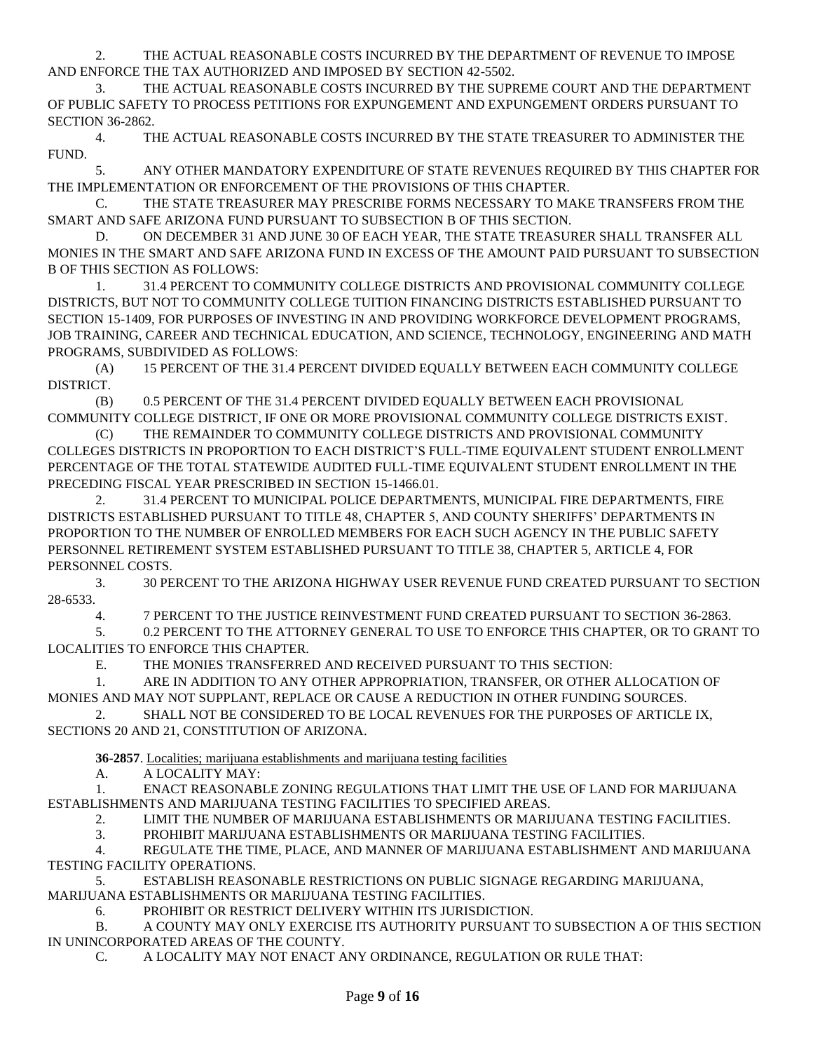2. THE ACTUAL REASONABLE COSTS INCURRED BY THE DEPARTMENT OF REVENUE TO IMPOSE AND ENFORCE THE TAX AUTHORIZED AND IMPOSED BY SECTION 42-5502.

3. THE ACTUAL REASONABLE COSTS INCURRED BY THE SUPREME COURT AND THE DEPARTMENT OF PUBLIC SAFETY TO PROCESS PETITIONS FOR EXPUNGEMENT AND EXPUNGEMENT ORDERS PURSUANT TO SECTION 36-2862.

4. THE ACTUAL REASONABLE COSTS INCURRED BY THE STATE TREASURER TO ADMINISTER THE FUND.

5. ANY OTHER MANDATORY EXPENDITURE OF STATE REVENUES REQUIRED BY THIS CHAPTER FOR THE IMPLEMENTATION OR ENFORCEMENT OF THE PROVISIONS OF THIS CHAPTER.

C. THE STATE TREASURER MAY PRESCRIBE FORMS NECESSARY TO MAKE TRANSFERS FROM THE SMART AND SAFE ARIZONA FUND PURSUANT TO SUBSECTION B OF THIS SECTION.

D. ON DECEMBER 31 AND JUNE 30 OF EACH YEAR, THE STATE TREASURER SHALL TRANSFER ALL MONIES IN THE SMART AND SAFE ARIZONA FUND IN EXCESS OF THE AMOUNT PAID PURSUANT TO SUBSECTION B OF THIS SECTION AS FOLLOWS:

1. 31.4 PERCENT TO COMMUNITY COLLEGE DISTRICTS AND PROVISIONAL COMMUNITY COLLEGE DISTRICTS, BUT NOT TO COMMUNITY COLLEGE TUITION FINANCING DISTRICTS ESTABLISHED PURSUANT TO SECTION 15-1409, FOR PURPOSES OF INVESTING IN AND PROVIDING WORKFORCE DEVELOPMENT PROGRAMS, JOB TRAINING, CAREER AND TECHNICAL EDUCATION, AND SCIENCE, TECHNOLOGY, ENGINEERING AND MATH PROGRAMS, SUBDIVIDED AS FOLLOWS:

(A) 15 PERCENT OF THE 31.4 PERCENT DIVIDED EQUALLY BETWEEN EACH COMMUNITY COLLEGE DISTRICT.

(B) 0.5 PERCENT OF THE 31.4 PERCENT DIVIDED EQUALLY BETWEEN EACH PROVISIONAL COMMUNITY COLLEGE DISTRICT, IF ONE OR MORE PROVISIONAL COMMUNITY COLLEGE DISTRICTS EXIST.

(C) THE REMAINDER TO COMMUNITY COLLEGE DISTRICTS AND PROVISIONAL COMMUNITY COLLEGES DISTRICTS IN PROPORTION TO EACH DISTRICT'S FULL-TIME EQUIVALENT STUDENT ENROLLMENT PERCENTAGE OF THE TOTAL STATEWIDE AUDITED FULL-TIME EQUIVALENT STUDENT ENROLLMENT IN THE PRECEDING FISCAL YEAR PRESCRIBED IN SECTION 15-1466.01.

2. 31.4 PERCENT TO MUNICIPAL POLICE DEPARTMENTS, MUNICIPAL FIRE DEPARTMENTS, FIRE DISTRICTS ESTABLISHED PURSUANT TO TITLE 48, CHAPTER 5, AND COUNTY SHERIFFS' DEPARTMENTS IN PROPORTION TO THE NUMBER OF ENROLLED MEMBERS FOR EACH SUCH AGENCY IN THE PUBLIC SAFETY PERSONNEL RETIREMENT SYSTEM ESTABLISHED PURSUANT TO TITLE 38, CHAPTER 5, ARTICLE 4, FOR PERSONNEL COSTS.

3. 30 PERCENT TO THE ARIZONA HIGHWAY USER REVENUE FUND CREATED PURSUANT TO SECTION 28-6533.

4. 7 PERCENT TO THE JUSTICE REINVESTMENT FUND CREATED PURSUANT TO SECTION 36-2863.

5. 0.2 PERCENT TO THE ATTORNEY GENERAL TO USE TO ENFORCE THIS CHAPTER, OR TO GRANT TO LOCALITIES TO ENFORCE THIS CHAPTER.

E. THE MONIES TRANSFERRED AND RECEIVED PURSUANT TO THIS SECTION:

1. ARE IN ADDITION TO ANY OTHER APPROPRIATION, TRANSFER, OR OTHER ALLOCATION OF MONIES AND MAY NOT SUPPLANT, REPLACE OR CAUSE A REDUCTION IN OTHER FUNDING SOURCES.

2. SHALL NOT BE CONSIDERED TO BE LOCAL REVENUES FOR THE PURPOSES OF ARTICLE IX, SECTIONS 20 AND 21, CONSTITUTION OF ARIZONA.

**36-2857**. Localities; marijuana establishments and marijuana testing facilities

A. A LOCALITY MAY:

1. ENACT REASONABLE ZONING REGULATIONS THAT LIMIT THE USE OF LAND FOR MARIJUANA ESTABLISHMENTS AND MARIJUANA TESTING FACILITIES TO SPECIFIED AREAS.

2. LIMIT THE NUMBER OF MARIJUANA ESTABLISHMENTS OR MARIJUANA TESTING FACILITIES.

3. PROHIBIT MARIJUANA ESTABLISHMENTS OR MARIJUANA TESTING FACILITIES.

4. REGULATE THE TIME, PLACE, AND MANNER OF MARIJUANA ESTABLISHMENT AND MARIJUANA TESTING FACILITY OPERATIONS.

5. ESTABLISH REASONABLE RESTRICTIONS ON PUBLIC SIGNAGE REGARDING MARIJUANA, MARIJUANA ESTABLISHMENTS OR MARIJUANA TESTING FACILITIES.

6. PROHIBIT OR RESTRICT DELIVERY WITHIN ITS JURISDICTION.

B. A COUNTY MAY ONLY EXERCISE ITS AUTHORITY PURSUANT TO SUBSECTION A OF THIS SECTION IN UNINCORPORATED AREAS OF THE COUNTY.

C. A LOCALITY MAY NOT ENACT ANY ORDINANCE, REGULATION OR RULE THAT: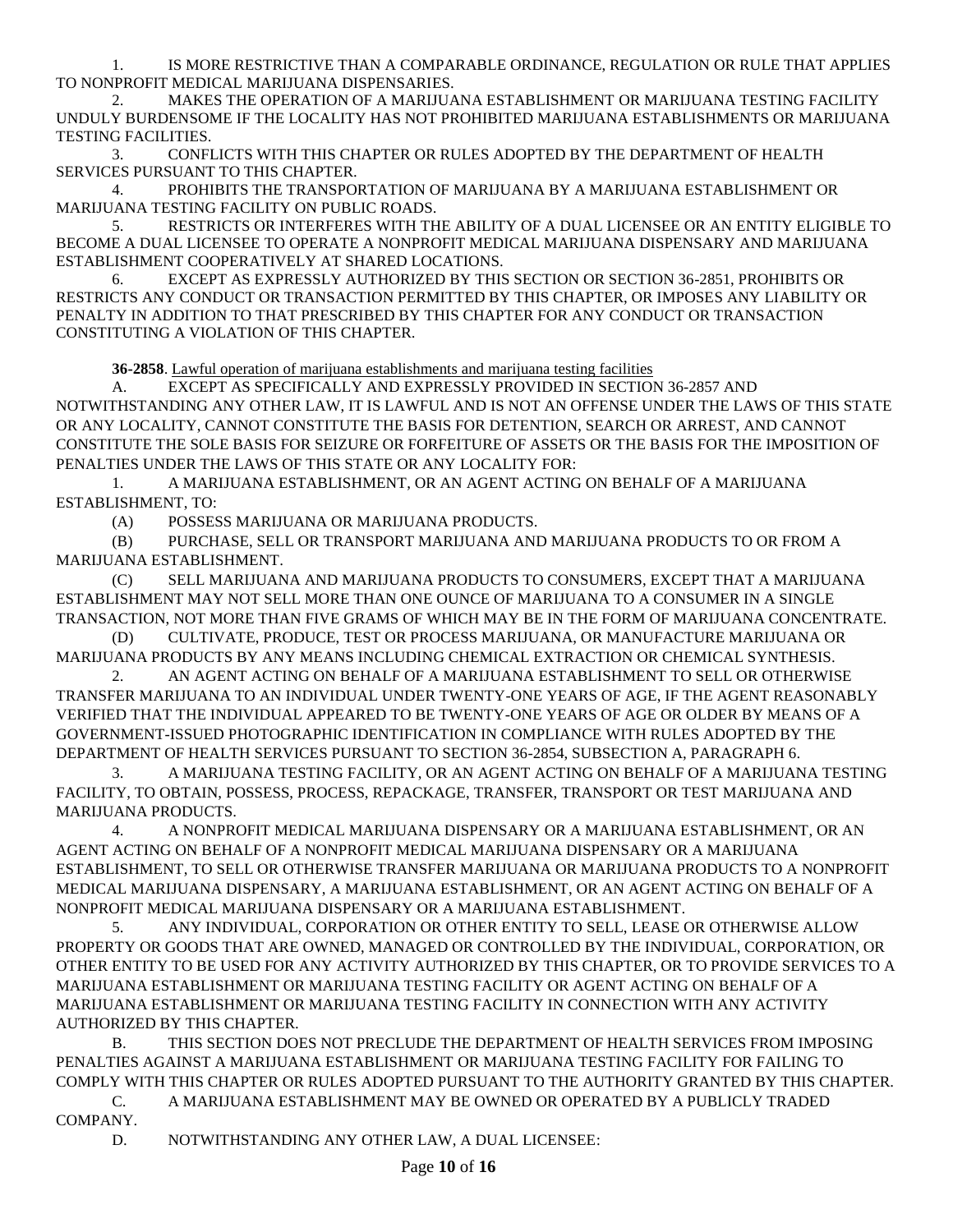1. IS MORE RESTRICTIVE THAN A COMPARABLE ORDINANCE, REGULATION OR RULE THAT APPLIES TO NONPROFIT MEDICAL MARIJUANA DISPENSARIES.

2. MAKES THE OPERATION OF A MARIJUANA ESTABLISHMENT OR MARIJUANA TESTING FACILITY UNDULY BURDENSOME IF THE LOCALITY HAS NOT PROHIBITED MARIJUANA ESTABLISHMENTS OR MARIJUANA TESTING FACILITIES.

3. CONFLICTS WITH THIS CHAPTER OR RULES ADOPTED BY THE DEPARTMENT OF HEALTH SERVICES PURSUANT TO THIS CHAPTER.

4. PROHIBITS THE TRANSPORTATION OF MARIJUANA BY A MARIJUANA ESTABLISHMENT OR MARIJUANA TESTING FACILITY ON PUBLIC ROADS.

5. RESTRICTS OR INTERFERES WITH THE ABILITY OF A DUAL LICENSEE OR AN ENTITY ELIGIBLE TO BECOME A DUAL LICENSEE TO OPERATE A NONPROFIT MEDICAL MARIJUANA DISPENSARY AND MARIJUANA ESTABLISHMENT COOPERATIVELY AT SHARED LOCATIONS.

6. EXCEPT AS EXPRESSLY AUTHORIZED BY THIS SECTION OR SECTION 36-2851, PROHIBITS OR RESTRICTS ANY CONDUCT OR TRANSACTION PERMITTED BY THIS CHAPTER, OR IMPOSES ANY LIABILITY OR PENALTY IN ADDITION TO THAT PRESCRIBED BY THIS CHAPTER FOR ANY CONDUCT OR TRANSACTION CONSTITUTING A VIOLATION OF THIS CHAPTER.

**36-2858**. Lawful operation of marijuana establishments and marijuana testing facilities

A. EXCEPT AS SPECIFICALLY AND EXPRESSLY PROVIDED IN SECTION 36-2857 AND NOTWITHSTANDING ANY OTHER LAW, IT IS LAWFUL AND IS NOT AN OFFENSE UNDER THE LAWS OF THIS STATE OR ANY LOCALITY, CANNOT CONSTITUTE THE BASIS FOR DETENTION, SEARCH OR ARREST, AND CANNOT CONSTITUTE THE SOLE BASIS FOR SEIZURE OR FORFEITURE OF ASSETS OR THE BASIS FOR THE IMPOSITION OF PENALTIES UNDER THE LAWS OF THIS STATE OR ANY LOCALITY FOR:

1. A MARIJUANA ESTABLISHMENT, OR AN AGENT ACTING ON BEHALF OF A MARIJUANA ESTABLISHMENT, TO:

(A) POSSESS MARIJUANA OR MARIJUANA PRODUCTS.

(B) PURCHASE, SELL OR TRANSPORT MARIJUANA AND MARIJUANA PRODUCTS TO OR FROM A MARIJUANA ESTABLISHMENT.

(C) SELL MARIJUANA AND MARIJUANA PRODUCTS TO CONSUMERS, EXCEPT THAT A MARIJUANA ESTABLISHMENT MAY NOT SELL MORE THAN ONE OUNCE OF MARIJUANA TO A CONSUMER IN A SINGLE TRANSACTION, NOT MORE THAN FIVE GRAMS OF WHICH MAY BE IN THE FORM OF MARIJUANA CONCENTRATE.

(D) CULTIVATE, PRODUCE, TEST OR PROCESS MARIJUANA, OR MANUFACTURE MARIJUANA OR MARIJUANA PRODUCTS BY ANY MEANS INCLUDING CHEMICAL EXTRACTION OR CHEMICAL SYNTHESIS.

2. AN AGENT ACTING ON BEHALF OF A MARIJUANA ESTABLISHMENT TO SELL OR OTHERWISE TRANSFER MARIJUANA TO AN INDIVIDUAL UNDER TWENTY-ONE YEARS OF AGE, IF THE AGENT REASONABLY VERIFIED THAT THE INDIVIDUAL APPEARED TO BE TWENTY-ONE YEARS OF AGE OR OLDER BY MEANS OF A GOVERNMENT-ISSUED PHOTOGRAPHIC IDENTIFICATION IN COMPLIANCE WITH RULES ADOPTED BY THE DEPARTMENT OF HEALTH SERVICES PURSUANT TO SECTION 36-2854, SUBSECTION A, PARAGRAPH 6.

3. A MARIJUANA TESTING FACILITY, OR AN AGENT ACTING ON BEHALF OF A MARIJUANA TESTING FACILITY, TO OBTAIN, POSSESS, PROCESS, REPACKAGE, TRANSFER, TRANSPORT OR TEST MARIJUANA AND MARIJUANA PRODUCTS.

4. A NONPROFIT MEDICAL MARIJUANA DISPENSARY OR A MARIJUANA ESTABLISHMENT, OR AN AGENT ACTING ON BEHALF OF A NONPROFIT MEDICAL MARIJUANA DISPENSARY OR A MARIJUANA ESTABLISHMENT, TO SELL OR OTHERWISE TRANSFER MARIJUANA OR MARIJUANA PRODUCTS TO A NONPROFIT MEDICAL MARIJUANA DISPENSARY, A MARIJUANA ESTABLISHMENT, OR AN AGENT ACTING ON BEHALF OF A NONPROFIT MEDICAL MARIJUANA DISPENSARY OR A MARIJUANA ESTABLISHMENT.

5. ANY INDIVIDUAL, CORPORATION OR OTHER ENTITY TO SELL, LEASE OR OTHERWISE ALLOW PROPERTY OR GOODS THAT ARE OWNED, MANAGED OR CONTROLLED BY THE INDIVIDUAL, CORPORATION, OR OTHER ENTITY TO BE USED FOR ANY ACTIVITY AUTHORIZED BY THIS CHAPTER, OR TO PROVIDE SERVICES TO A MARIJUANA ESTABLISHMENT OR MARIJUANA TESTING FACILITY OR AGENT ACTING ON BEHALF OF A MARIJUANA ESTABLISHMENT OR MARIJUANA TESTING FACILITY IN CONNECTION WITH ANY ACTIVITY AUTHORIZED BY THIS CHAPTER.

B. THIS SECTION DOES NOT PRECLUDE THE DEPARTMENT OF HEALTH SERVICES FROM IMPOSING PENALTIES AGAINST A MARIJUANA ESTABLISHMENT OR MARIJUANA TESTING FACILITY FOR FAILING TO COMPLY WITH THIS CHAPTER OR RULES ADOPTED PURSUANT TO THE AUTHORITY GRANTED BY THIS CHAPTER.

C. A MARIJUANA ESTABLISHMENT MAY BE OWNED OR OPERATED BY A PUBLICLY TRADED COMPANY.

D. NOTWITHSTANDING ANY OTHER LAW, A DUAL LICENSEE: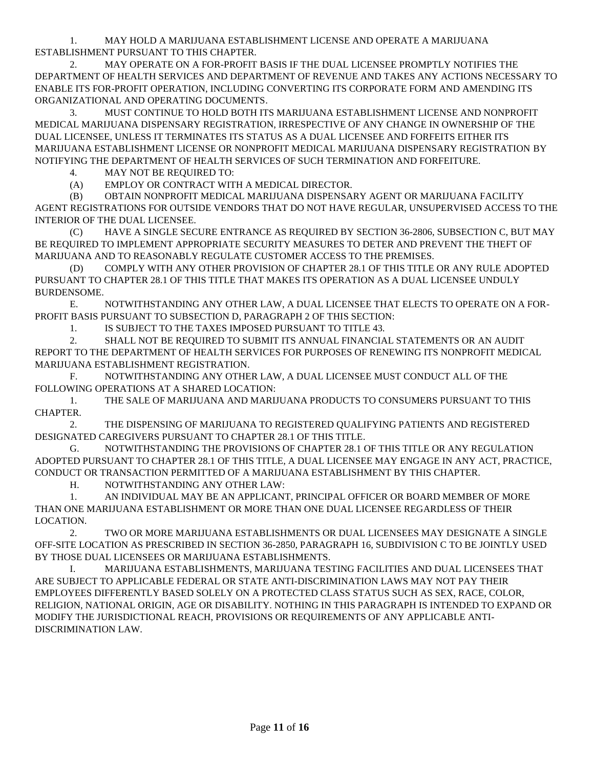1. MAY HOLD A MARIJUANA ESTABLISHMENT LICENSE AND OPERATE A MARIJUANA ESTABLISHMENT PURSUANT TO THIS CHAPTER.

2. MAY OPERATE ON A FOR-PROFIT BASIS IF THE DUAL LICENSEE PROMPTLY NOTIFIES THE DEPARTMENT OF HEALTH SERVICES AND DEPARTMENT OF REVENUE AND TAKES ANY ACTIONS NECESSARY TO ENABLE ITS FOR-PROFIT OPERATION, INCLUDING CONVERTING ITS CORPORATE FORM AND AMENDING ITS ORGANIZATIONAL AND OPERATING DOCUMENTS.

3. MUST CONTINUE TO HOLD BOTH ITS MARIJUANA ESTABLISHMENT LICENSE AND NONPROFIT MEDICAL MARIJUANA DISPENSARY REGISTRATION, IRRESPECTIVE OF ANY CHANGE IN OWNERSHIP OF THE DUAL LICENSEE, UNLESS IT TERMINATES ITS STATUS AS A DUAL LICENSEE AND FORFEITS EITHER ITS MARIJUANA ESTABLISHMENT LICENSE OR NONPROFIT MEDICAL MARIJUANA DISPENSARY REGISTRATION BY NOTIFYING THE DEPARTMENT OF HEALTH SERVICES OF SUCH TERMINATION AND FORFEITURE.

4. MAY NOT BE REQUIRED TO:

(A) EMPLOY OR CONTRACT WITH A MEDICAL DIRECTOR.

(B) OBTAIN NONPROFIT MEDICAL MARIJUANA DISPENSARY AGENT OR MARIJUANA FACILITY AGENT REGISTRATIONS FOR OUTSIDE VENDORS THAT DO NOT HAVE REGULAR, UNSUPERVISED ACCESS TO THE INTERIOR OF THE DUAL LICENSEE.

(C) HAVE A SINGLE SECURE ENTRANCE AS REQUIRED BY SECTION 36-2806, SUBSECTION C, BUT MAY BE REQUIRED TO IMPLEMENT APPROPRIATE SECURITY MEASURES TO DETER AND PREVENT THE THEFT OF MARIJUANA AND TO REASONABLY REGULATE CUSTOMER ACCESS TO THE PREMISES.

(D) COMPLY WITH ANY OTHER PROVISION OF CHAPTER 28.1 OF THIS TITLE OR ANY RULE ADOPTED PURSUANT TO CHAPTER 28.1 OF THIS TITLE THAT MAKES ITS OPERATION AS A DUAL LICENSEE UNDULY BURDENSOME.

E. NOTWITHSTANDING ANY OTHER LAW, A DUAL LICENSEE THAT ELECTS TO OPERATE ON A FOR-PROFIT BASIS PURSUANT TO SUBSECTION D, PARAGRAPH 2 OF THIS SECTION:

1. IS SUBJECT TO THE TAXES IMPOSED PURSUANT TO TITLE 43.

2. SHALL NOT BE REQUIRED TO SUBMIT ITS ANNUAL FINANCIAL STATEMENTS OR AN AUDIT REPORT TO THE DEPARTMENT OF HEALTH SERVICES FOR PURPOSES OF RENEWING ITS NONPROFIT MEDICAL MARIJUANA ESTABLISHMENT REGISTRATION.

F. NOTWITHSTANDING ANY OTHER LAW, A DUAL LICENSEE MUST CONDUCT ALL OF THE FOLLOWING OPERATIONS AT A SHARED LOCATION:

1. THE SALE OF MARIJUANA AND MARIJUANA PRODUCTS TO CONSUMERS PURSUANT TO THIS CHAPTER.

2. THE DISPENSING OF MARIJUANA TO REGISTERED QUALIFYING PATIENTS AND REGISTERED DESIGNATED CAREGIVERS PURSUANT TO CHAPTER 28.1 OF THIS TITLE.

G. NOTWITHSTANDING THE PROVISIONS OF CHAPTER 28.1 OF THIS TITLE OR ANY REGULATION ADOPTED PURSUANT TO CHAPTER 28.1 OF THIS TITLE, A DUAL LICENSEE MAY ENGAGE IN ANY ACT, PRACTICE, CONDUCT OR TRANSACTION PERMITTED OF A MARIJUANA ESTABLISHMENT BY THIS CHAPTER.

H. NOTWITHSTANDING ANY OTHER LAW:

1. AN INDIVIDUAL MAY BE AN APPLICANT, PRINCIPAL OFFICER OR BOARD MEMBER OF MORE THAN ONE MARIJUANA ESTABLISHMENT OR MORE THAN ONE DUAL LICENSEE REGARDLESS OF THEIR LOCATION.

2. TWO OR MORE MARIJUANA ESTABLISHMENTS OR DUAL LICENSEES MAY DESIGNATE A SINGLE OFF-SITE LOCATION AS PRESCRIBED IN SECTION 36-2850, PARAGRAPH 16, SUBDIVISION C TO BE JOINTLY USED BY THOSE DUAL LICENSEES OR MARIJUANA ESTABLISHMENTS.

I. MARIJUANA ESTABLISHMENTS, MARIJUANA TESTING FACILITIES AND DUAL LICENSEES THAT ARE SUBJECT TO APPLICABLE FEDERAL OR STATE ANTI-DISCRIMINATION LAWS MAY NOT PAY THEIR EMPLOYEES DIFFERENTLY BASED SOLELY ON A PROTECTED CLASS STATUS SUCH AS SEX, RACE, COLOR, RELIGION, NATIONAL ORIGIN, AGE OR DISABILITY. NOTHING IN THIS PARAGRAPH IS INTENDED TO EXPAND OR MODIFY THE JURISDICTIONAL REACH, PROVISIONS OR REQUIREMENTS OF ANY APPLICABLE ANTI-DISCRIMINATION LAW.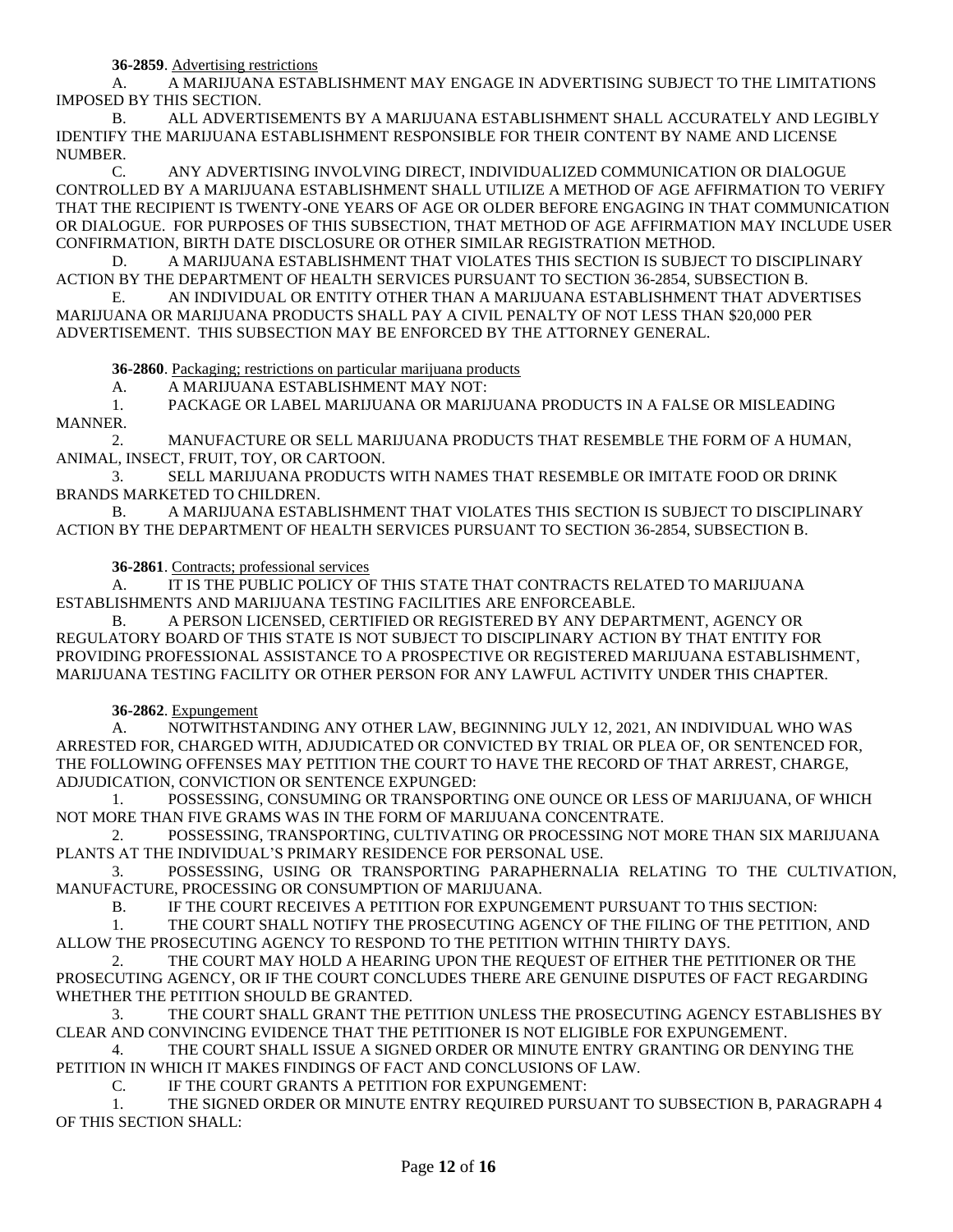**36-2859**. Advertising restrictions

A. A MARIJUANA ESTABLISHMENT MAY ENGAGE IN ADVERTISING SUBJECT TO THE LIMITATIONS IMPOSED BY THIS SECTION.

B. ALL ADVERTISEMENTS BY A MARIJUANA ESTABLISHMENT SHALL ACCURATELY AND LEGIBLY IDENTIFY THE MARIJUANA ESTABLISHMENT RESPONSIBLE FOR THEIR CONTENT BY NAME AND LICENSE NUMBER.

C. ANY ADVERTISING INVOLVING DIRECT, INDIVIDUALIZED COMMUNICATION OR DIALOGUE CONTROLLED BY A MARIJUANA ESTABLISHMENT SHALL UTILIZE A METHOD OF AGE AFFIRMATION TO VERIFY THAT THE RECIPIENT IS TWENTY-ONE YEARS OF AGE OR OLDER BEFORE ENGAGING IN THAT COMMUNICATION OR DIALOGUE. FOR PURPOSES OF THIS SUBSECTION, THAT METHOD OF AGE AFFIRMATION MAY INCLUDE USER CONFIRMATION, BIRTH DATE DISCLOSURE OR OTHER SIMILAR REGISTRATION METHOD.

D. A MARIJUANA ESTABLISHMENT THAT VIOLATES THIS SECTION IS SUBJECT TO DISCIPLINARY ACTION BY THE DEPARTMENT OF HEALTH SERVICES PURSUANT TO SECTION 36-2854, SUBSECTION B.

E. AN INDIVIDUAL OR ENTITY OTHER THAN A MARIJUANA ESTABLISHMENT THAT ADVERTISES MARIJUANA OR MARIJUANA PRODUCTS SHALL PAY A CIVIL PENALTY OF NOT LESS THAN $20,000 PER ADVERTISEMENT. THIS SUBSECTION MAY BE ENFORCED BY THE ATTORNEY GENERAL.

**36-2860**. Packaging; restrictions on particular marijuana products

A. A MARIJUANA ESTABLISHMENT MAY NOT:

1. PACKAGE OR LABEL MARIJUANA OR MARIJUANA PRODUCTS IN A FALSE OR MISLEADING MANNER.

2. MANUFACTURE OR SELL MARIJUANA PRODUCTS THAT RESEMBLE THE FORM OF A HUMAN, ANIMAL, INSECT, FRUIT, TOY, OR CARTOON.

3. SELL MARIJUANA PRODUCTS WITH NAMES THAT RESEMBLE OR IMITATE FOOD OR DRINK BRANDS MARKETED TO CHILDREN.

B. A MARIJUANA ESTABLISHMENT THAT VIOLATES THIS SECTION IS SUBJECT TO DISCIPLINARY ACTION BY THE DEPARTMENT OF HEALTH SERVICES PURSUANT TO SECTION 36-2854, SUBSECTION B.

**36-2861**. Contracts; professional services

A. IT IS THE PUBLIC POLICY OF THIS STATE THAT CONTRACTS RELATED TO MARIJUANA ESTABLISHMENTS AND MARIJUANA TESTING FACILITIES ARE ENFORCEABLE.

B. A PERSON LICENSED, CERTIFIED OR REGISTERED BY ANY DEPARTMENT, AGENCY OR REGULATORY BOARD OF THIS STATE IS NOT SUBJECT TO DISCIPLINARY ACTION BY THAT ENTITY FOR PROVIDING PROFESSIONAL ASSISTANCE TO A PROSPECTIVE OR REGISTERED MARIJUANA ESTABLISHMENT, MARIJUANA TESTING FACILITY OR OTHER PERSON FOR ANY LAWFUL ACTIVITY UNDER THIS CHAPTER.

**36-2862**. Expungement

A. NOTWITHSTANDING ANY OTHER LAW, BEGINNING JULY 12, 2021, AN INDIVIDUAL WHO WAS ARRESTED FOR, CHARGED WITH, ADJUDICATED OR CONVICTED BY TRIAL OR PLEA OF, OR SENTENCED FOR, THE FOLLOWING OFFENSES MAY PETITION THE COURT TO HAVE THE RECORD OF THAT ARREST, CHARGE, ADJUDICATION, CONVICTION OR SENTENCE EXPUNGED:

1. POSSESSING, CONSUMING OR TRANSPORTING ONE OUNCE OR LESS OF MARIJUANA, OF WHICH NOT MORE THAN FIVE GRAMS WAS IN THE FORM OF MARIJUANA CONCENTRATE.

2. POSSESSING, TRANSPORTING, CULTIVATING OR PROCESSING NOT MORE THAN SIX MARIJUANA PLANTS AT THE INDIVIDUAL'S PRIMARY RESIDENCE FOR PERSONAL USE.

3. POSSESSING, USING OR TRANSPORTING PARAPHERNALIA RELATING TO THE CULTIVATION, MANUFACTURE, PROCESSING OR CONSUMPTION OF MARIJUANA.

B. IF THE COURT RECEIVES A PETITION FOR EXPUNGEMENT PURSUANT TO THIS SECTION:

1. THE COURT SHALL NOTIFY THE PROSECUTING AGENCY OF THE FILING OF THE PETITION, AND ALLOW THE PROSECUTING AGENCY TO RESPOND TO THE PETITION WITHIN THIRTY DAYS.

2. THE COURT MAY HOLD A HEARING UPON THE REQUEST OF EITHER THE PETITIONER OR THE PROSECUTING AGENCY, OR IF THE COURT CONCLUDES THERE ARE GENUINE DISPUTES OF FACT REGARDING WHETHER THE PETITION SHOULD BE GRANTED.

3. THE COURT SHALL GRANT THE PETITION UNLESS THE PROSECUTING AGENCY ESTABLISHES BY CLEAR AND CONVINCING EVIDENCE THAT THE PETITIONER IS NOT ELIGIBLE FOR EXPUNGEMENT.

4. THE COURT SHALL ISSUE A SIGNED ORDER OR MINUTE ENTRY GRANTING OR DENYING THE PETITION IN WHICH IT MAKES FINDINGS OF FACT AND CONCLUSIONS OF LAW.

C. IF THE COURT GRANTS A PETITION FOR EXPUNGEMENT:

1. THE SIGNED ORDER OR MINUTE ENTRY REQUIRED PURSUANT TO SUBSECTION B, PARAGRAPH 4 OF THIS SECTION SHALL: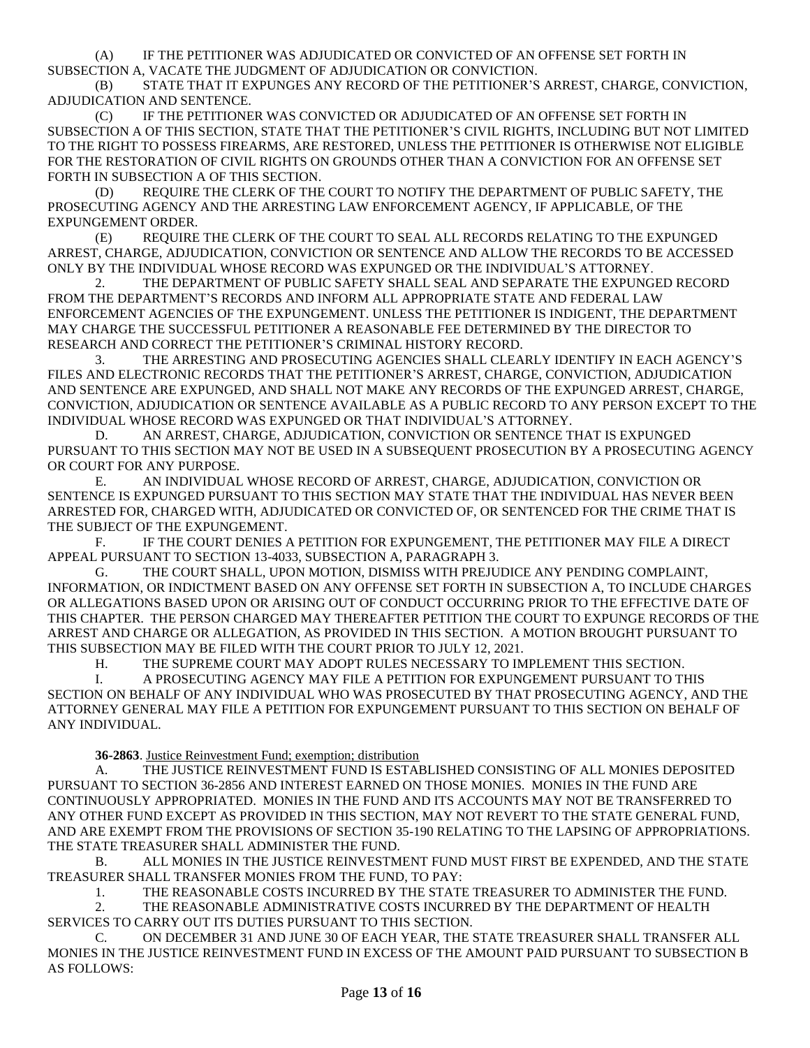(A) IF THE PETITIONER WAS ADJUDICATED OR CONVICTED OF AN OFFENSE SET FORTH IN SUBSECTION A, VACATE THE JUDGMENT OF ADJUDICATION OR CONVICTION.

(B) STATE THAT IT EXPUNGES ANY RECORD OF THE PETITIONER'S ARREST, CHARGE, CONVICTION, ADJUDICATION AND SENTENCE.

(C) IF THE PETITIONER WAS CONVICTED OR ADJUDICATED OF AN OFFENSE SET FORTH IN SUBSECTION A OF THIS SECTION, STATE THAT THE PETITIONER'S CIVIL RIGHTS, INCLUDING BUT NOT LIMITED TO THE RIGHT TO POSSESS FIREARMS, ARE RESTORED, UNLESS THE PETITIONER IS OTHERWISE NOT ELIGIBLE FOR THE RESTORATION OF CIVIL RIGHTS ON GROUNDS OTHER THAN A CONVICTION FOR AN OFFENSE SET FORTH IN SUBSECTION A OF THIS SECTION.

(D) REQUIRE THE CLERK OF THE COURT TO NOTIFY THE DEPARTMENT OF PUBLIC SAFETY, THE PROSECUTING AGENCY AND THE ARRESTING LAW ENFORCEMENT AGENCY, IF APPLICABLE, OF THE EXPUNGEMENT ORDER.

(E) REQUIRE THE CLERK OF THE COURT TO SEAL ALL RECORDS RELATING TO THE EXPUNGED ARREST, CHARGE, ADJUDICATION, CONVICTION OR SENTENCE AND ALLOW THE RECORDS TO BE ACCESSED ONLY BY THE INDIVIDUAL WHOSE RECORD WAS EXPUNGED OR THE INDIVIDUAL'S ATTORNEY.

2. THE DEPARTMENT OF PUBLIC SAFETY SHALL SEAL AND SEPARATE THE EXPUNGED RECORD FROM THE DEPARTMENT'S RECORDS AND INFORM ALL APPROPRIATE STATE AND FEDERAL LAW ENFORCEMENT AGENCIES OF THE EXPUNGEMENT. UNLESS THE PETITIONER IS INDIGENT, THE DEPARTMENT MAY CHARGE THE SUCCESSFUL PETITIONER A REASONABLE FEE DETERMINED BY THE DIRECTOR TO RESEARCH AND CORRECT THE PETITIONER'S CRIMINAL HISTORY RECORD.

3. THE ARRESTING AND PROSECUTING AGENCIES SHALL CLEARLY IDENTIFY IN EACH AGENCY'S FILES AND ELECTRONIC RECORDS THAT THE PETITIONER'S ARREST, CHARGE, CONVICTION, ADJUDICATION AND SENTENCE ARE EXPUNGED, AND SHALL NOT MAKE ANY RECORDS OF THE EXPUNGED ARREST, CHARGE, CONVICTION, ADJUDICATION OR SENTENCE AVAILABLE AS A PUBLIC RECORD TO ANY PERSON EXCEPT TO THE INDIVIDUAL WHOSE RECORD WAS EXPUNGED OR THAT INDIVIDUAL'S ATTORNEY.

D. AN ARREST, CHARGE, ADJUDICATION, CONVICTION OR SENTENCE THAT IS EXPUNGED PURSUANT TO THIS SECTION MAY NOT BE USED IN A SUBSEQUENT PROSECUTION BY A PROSECUTING AGENCY OR COURT FOR ANY PURPOSE.

E. AN INDIVIDUAL WHOSE RECORD OF ARREST, CHARGE, ADJUDICATION, CONVICTION OR SENTENCE IS EXPUNGED PURSUANT TO THIS SECTION MAY STATE THAT THE INDIVIDUAL HAS NEVER BEEN ARRESTED FOR, CHARGED WITH, ADJUDICATED OR CONVICTED OF, OR SENTENCED FOR THE CRIME THAT IS THE SUBJECT OF THE EXPUNGEMENT.

F. IF THE COURT DENIES A PETITION FOR EXPUNGEMENT, THE PETITIONER MAY FILE A DIRECT APPEAL PURSUANT TO SECTION 13-4033, SUBSECTION A, PARAGRAPH 3.

G. THE COURT SHALL, UPON MOTION, DISMISS WITH PREJUDICE ANY PENDING COMPLAINT, INFORMATION, OR INDICTMENT BASED ON ANY OFFENSE SET FORTH IN SUBSECTION A, TO INCLUDE CHARGES OR ALLEGATIONS BASED UPON OR ARISING OUT OF CONDUCT OCCURRING PRIOR TO THE EFFECTIVE DATE OF THIS CHAPTER. THE PERSON CHARGED MAY THEREAFTER PETITION THE COURT TO EXPUNGE RECORDS OF THE ARREST AND CHARGE OR ALLEGATION, AS PROVIDED IN THIS SECTION. A MOTION BROUGHT PURSUANT TO THIS SUBSECTION MAY BE FILED WITH THE COURT PRIOR TO JULY 12, 2021.

H. THE SUPREME COURT MAY ADOPT RULES NECESSARY TO IMPLEMENT THIS SECTION.

I. A PROSECUTING AGENCY MAY FILE A PETITION FOR EXPUNGEMENT PURSUANT TO THIS SECTION ON BEHALF OF ANY INDIVIDUAL WHO WAS PROSECUTED BY THAT PROSECUTING AGENCY, AND THE ATTORNEY GENERAL MAY FILE A PETITION FOR EXPUNGEMENT PURSUANT TO THIS SECTION ON BEHALF OF ANY INDIVIDUAL.

**36-2863**. Justice Reinvestment Fund; exemption; distribution

A. THE JUSTICE REINVESTMENT FUND IS ESTABLISHED CONSISTING OF ALL MONIES DEPOSITED PURSUANT TO SECTION 36-2856 AND INTEREST EARNED ON THOSE MONIES. MONIES IN THE FUND ARE CONTINUOUSLY APPROPRIATED. MONIES IN THE FUND AND ITS ACCOUNTS MAY NOT BE TRANSFERRED TO ANY OTHER FUND EXCEPT AS PROVIDED IN THIS SECTION, MAY NOT REVERT TO THE STATE GENERAL FUND, AND ARE EXEMPT FROM THE PROVISIONS OF SECTION 35-190 RELATING TO THE LAPSING OF APPROPRIATIONS. THE STATE TREASURER SHALL ADMINISTER THE FUND.

B. ALL MONIES IN THE JUSTICE REINVESTMENT FUND MUST FIRST BE EXPENDED, AND THE STATE TREASURER SHALL TRANSFER MONIES FROM THE FUND, TO PAY:

1. THE REASONABLE COSTS INCURRED BY THE STATE TREASURER TO ADMINISTER THE FUND.

2. THE REASONABLE ADMINISTRATIVE COSTS INCURRED BY THE DEPARTMENT OF HEALTH SERVICES TO CARRY OUT ITS DUTIES PURSUANT TO THIS SECTION.

C. ON DECEMBER 31 AND JUNE 30 OF EACH YEAR, THE STATE TREASURER SHALL TRANSFER ALL MONIES IN THE JUSTICE REINVESTMENT FUND IN EXCESS OF THE AMOUNT PAID PURSUANT TO SUBSECTION B AS FOLLOWS: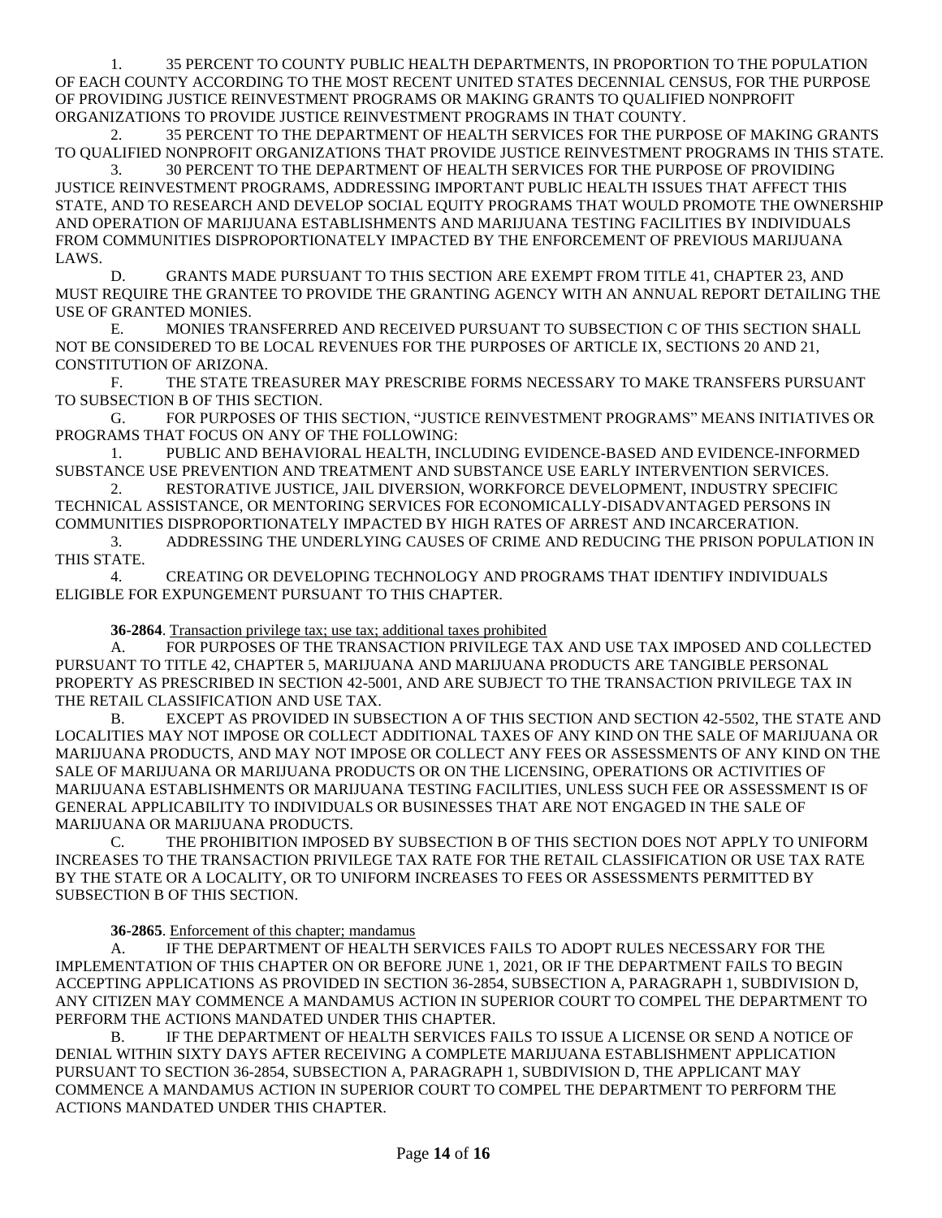1. 35 PERCENT TO COUNTY PUBLIC HEALTH DEPARTMENTS, IN PROPORTION TO THE POPULATION OF EACH COUNTY ACCORDING TO THE MOST RECENT UNITED STATES DECENNIAL CENSUS, FOR THE PURPOSE OF PROVIDING JUSTICE REINVESTMENT PROGRAMS OR MAKING GRANTS TO QUALIFIED NONPROFIT ORGANIZATIONS TO PROVIDE JUSTICE REINVESTMENT PROGRAMS IN THAT COUNTY.

2. 35 PERCENT TO THE DEPARTMENT OF HEALTH SERVICES FOR THE PURPOSE OF MAKING GRANTS TO QUALIFIED NONPROFIT ORGANIZATIONS THAT PROVIDE JUSTICE REINVESTMENT PROGRAMS IN THIS STATE.

3. 30 PERCENT TO THE DEPARTMENT OF HEALTH SERVICES FOR THE PURPOSE OF PROVIDING JUSTICE REINVESTMENT PROGRAMS, ADDRESSING IMPORTANT PUBLIC HEALTH ISSUES THAT AFFECT THIS STATE, AND TO RESEARCH AND DEVELOP SOCIAL EQUITY PROGRAMS THAT WOULD PROMOTE THE OWNERSHIP AND OPERATION OF MARIJUANA ESTABLISHMENTS AND MARIJUANA TESTING FACILITIES BY INDIVIDUALS FROM COMMUNITIES DISPROPORTIONATELY IMPACTED BY THE ENFORCEMENT OF PREVIOUS MARIJUANA LAWS.

D. GRANTS MADE PURSUANT TO THIS SECTION ARE EXEMPT FROM TITLE 41, CHAPTER 23, AND MUST REQUIRE THE GRANTEE TO PROVIDE THE GRANTING AGENCY WITH AN ANNUAL REPORT DETAILING THE USE OF GRANTED MONIES.

E. MONIES TRANSFERRED AND RECEIVED PURSUANT TO SUBSECTION C OF THIS SECTION SHALL NOT BE CONSIDERED TO BE LOCAL REVENUES FOR THE PURPOSES OF ARTICLE IX, SECTIONS 20 AND 21, CONSTITUTION OF ARIZONA.

F. THE STATE TREASURER MAY PRESCRIBE FORMS NECESSARY TO MAKE TRANSFERS PURSUANT TO SUBSECTION B OF THIS SECTION.

G. FOR PURPOSES OF THIS SECTION, "JUSTICE REINVESTMENT PROGRAMS" MEANS INITIATIVES OR PROGRAMS THAT FOCUS ON ANY OF THE FOLLOWING:

1. PUBLIC AND BEHAVIORAL HEALTH, INCLUDING EVIDENCE-BASED AND EVIDENCE-INFORMED SUBSTANCE USE PREVENTION AND TREATMENT AND SUBSTANCE USE EARLY INTERVENTION SERVICES.

2. RESTORATIVE JUSTICE, JAIL DIVERSION, WORKFORCE DEVELOPMENT, INDUSTRY SPECIFIC TECHNICAL ASSISTANCE, OR MENTORING SERVICES FOR ECONOMICALLY-DISADVANTAGED PERSONS IN COMMUNITIES DISPROPORTIONATELY IMPACTED BY HIGH RATES OF ARREST AND INCARCERATION.

3. ADDRESSING THE UNDERLYING CAUSES OF CRIME AND REDUCING THE PRISON POPULATION IN THIS STATE.

4. CREATING OR DEVELOPING TECHNOLOGY AND PROGRAMS THAT IDENTIFY INDIVIDUALS ELIGIBLE FOR EXPUNGEMENT PURSUANT TO THIS CHAPTER.

**36-2864**. Transaction privilege tax; use tax; additional taxes prohibited

A. FOR PURPOSES OF THE TRANSACTION PRIVILEGE TAX AND USE TAX IMPOSED AND COLLECTED PURSUANT TO TITLE 42, CHAPTER 5, MARIJUANA AND MARIJUANA PRODUCTS ARE TANGIBLE PERSONAL PROPERTY AS PRESCRIBED IN SECTION 42-5001, AND ARE SUBJECT TO THE TRANSACTION PRIVILEGE TAX IN THE RETAIL CLASSIFICATION AND USE TAX.

B. EXCEPT AS PROVIDED IN SUBSECTION A OF THIS SECTION AND SECTION 42-5502, THE STATE AND LOCALITIES MAY NOT IMPOSE OR COLLECT ADDITIONAL TAXES OF ANY KIND ON THE SALE OF MARIJUANA OR MARIJUANA PRODUCTS, AND MAY NOT IMPOSE OR COLLECT ANY FEES OR ASSESSMENTS OF ANY KIND ON THE SALE OF MARIJUANA OR MARIJUANA PRODUCTS OR ON THE LICENSING, OPERATIONS OR ACTIVITIES OF MARIJUANA ESTABLISHMENTS OR MARIJUANA TESTING FACILITIES, UNLESS SUCH FEE OR ASSESSMENT IS OF GENERAL APPLICABILITY TO INDIVIDUALS OR BUSINESSES THAT ARE NOT ENGAGED IN THE SALE OF MARIJUANA OR MARIJUANA PRODUCTS.

C. THE PROHIBITION IMPOSED BY SUBSECTION B OF THIS SECTION DOES NOT APPLY TO UNIFORM INCREASES TO THE TRANSACTION PRIVILEGE TAX RATE FOR THE RETAIL CLASSIFICATION OR USE TAX RATE BY THE STATE OR A LOCALITY, OR TO UNIFORM INCREASES TO FEES OR ASSESSMENTS PERMITTED BY SUBSECTION B OF THIS SECTION.

**36-2865**. Enforcement of this chapter; mandamus

A. IF THE DEPARTMENT OF HEALTH SERVICES FAILS TO ADOPT RULES NECESSARY FOR THE IMPLEMENTATION OF THIS CHAPTER ON OR BEFORE JUNE 1, 2021, OR IF THE DEPARTMENT FAILS TO BEGIN ACCEPTING APPLICATIONS AS PROVIDED IN SECTION 36-2854, SUBSECTION A, PARAGRAPH 1, SUBDIVISION D, ANY CITIZEN MAY COMMENCE A MANDAMUS ACTION IN SUPERIOR COURT TO COMPEL THE DEPARTMENT TO PERFORM THE ACTIONS MANDATED UNDER THIS CHAPTER.

B. IF THE DEPARTMENT OF HEALTH SERVICES FAILS TO ISSUE A LICENSE OR SEND A NOTICE OF DENIAL WITHIN SIXTY DAYS AFTER RECEIVING A COMPLETE MARIJUANA ESTABLISHMENT APPLICATION PURSUANT TO SECTION 36-2854, SUBSECTION A, PARAGRAPH 1, SUBDIVISION D, THE APPLICANT MAY COMMENCE A MANDAMUS ACTION IN SUPERIOR COURT TO COMPEL THE DEPARTMENT TO PERFORM THE ACTIONS MANDATED UNDER THIS CHAPTER.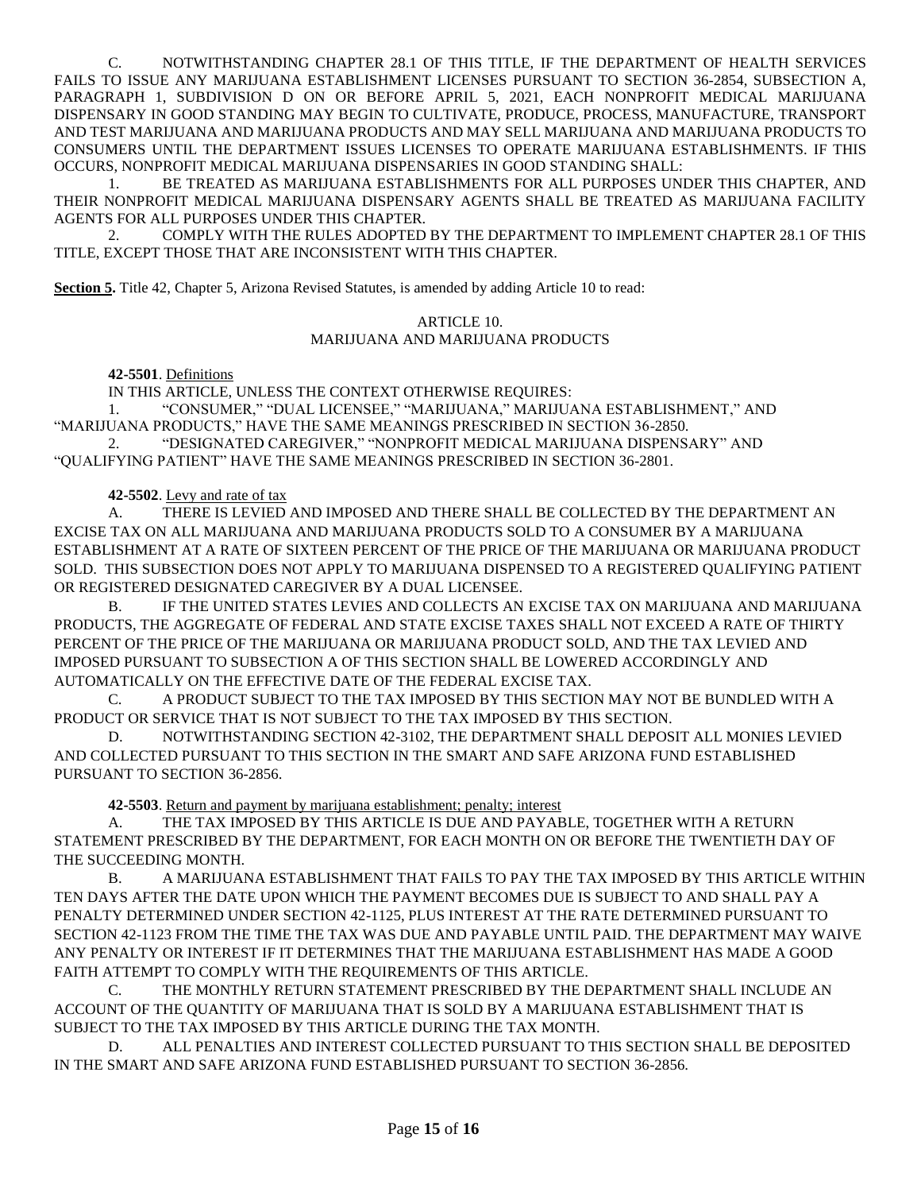C. NOTWITHSTANDING CHAPTER 28.1 OF THIS TITLE, IF THE DEPARTMENT OF HEALTH SERVICES FAILS TO ISSUE ANY MARIJUANA ESTABLISHMENT LICENSES PURSUANT TO SECTION 36-2854, SUBSECTION A, PARAGRAPH 1, SUBDIVISION D ON OR BEFORE APRIL 5, 2021, EACH NONPROFIT MEDICAL MARIJUANA DISPENSARY IN GOOD STANDING MAY BEGIN TO CULTIVATE, PRODUCE, PROCESS, MANUFACTURE, TRANSPORT AND TEST MARIJUANA AND MARIJUANA PRODUCTS AND MAY SELL MARIJUANA AND MARIJUANA PRODUCTS TO CONSUMERS UNTIL THE DEPARTMENT ISSUES LICENSES TO OPERATE MARIJUANA ESTABLISHMENTS. IF THIS OCCURS, NONPROFIT MEDICAL MARIJUANA DISPENSARIES IN GOOD STANDING SHALL:

1. BE TREATED AS MARIJUANA ESTABLISHMENTS FOR ALL PURPOSES UNDER THIS CHAPTER, AND THEIR NONPROFIT MEDICAL MARIJUANA DISPENSARY AGENTS SHALL BE TREATED AS MARIJUANA FACILITY AGENTS FOR ALL PURPOSES UNDER THIS CHAPTER.
2. COMPLY WITH THE RULES ADOPTED BY THE DEPARTMENT TO IMPLEMENT CHAPTER 28.1 OF THIS TITLE, EXCEPT THOSE THAT ARE INCONSISTENT WITH THIS CHAPTER.

**Section 5.** Title 42, Chapter 5, Arizona Revised Statutes, is amended by adding Article 10 to read:

ARTICLE 10.
MARIJUANA AND MARIJUANA PRODUCTS

**42-5501**. Definitions

IN THIS ARTICLE, UNLESS THE CONTEXT OTHERWISE REQUIRES:

1. "CONSUMER," "DUAL LICENSEE," "MARIJUANA," MARIJUANA ESTABLISHMENT," AND "MARIJUANA PRODUCTS," HAVE THE SAME MEANINGS PRESCRIBED IN SECTION 36-2850.
2. "DESIGNATED CAREGIVER," "NONPROFIT MEDICAL MARIJUANA DISPENSARY" AND "QUALIFYING PATIENT" HAVE THE SAME MEANINGS PRESCRIBED IN SECTION 36-2801.

**42-5502**. Levy and rate of tax

A. THERE IS LEVIED AND IMPOSED AND THERE SHALL BE COLLECTED BY THE DEPARTMENT AN EXCISE TAX ON ALL MARIJUANA AND MARIJUANA PRODUCTS SOLD TO A CONSUMER BY A MARIJUANA ESTABLISHMENT AT A RATE OF SIXTEEN PERCENT OF THE PRICE OF THE MARIJUANA OR MARIJUANA PRODUCT SOLD. THIS SUBSECTION DOES NOT APPLY TO MARIJUANA DISPENSED TO A REGISTERED QUALIFYING PATIENT OR REGISTERED DESIGNATED CAREGIVER BY A DUAL LICENSEE.

B. IF THE UNITED STATES LEVIES AND COLLECTS AN EXCISE TAX ON MARIJUANA AND MARIJUANA PRODUCTS, THE AGGREGATE OF FEDERAL AND STATE EXCISE TAXES SHALL NOT EXCEED A RATE OF THIRTY PERCENT OF THE PRICE OF THE MARIJUANA OR MARIJUANA PRODUCT SOLD, AND THE TAX LEVIED AND IMPOSED PURSUANT TO SUBSECTION A OF THIS SECTION SHALL BE LOWERED ACCORDINGLY AND AUTOMATICALLY ON THE EFFECTIVE DATE OF THE FEDERAL EXCISE TAX.

C. A PRODUCT SUBJECT TO THE TAX IMPOSED BY THIS SECTION MAY NOT BE BUNDLED WITH A PRODUCT OR SERVICE THAT IS NOT SUBJECT TO THE TAX IMPOSED BY THIS SECTION.

D. NOTWITHSTANDING SECTION 42-3102, THE DEPARTMENT SHALL DEPOSIT ALL MONIES LEVIED AND COLLECTED PURSUANT TO THIS SECTION IN THE SMART AND SAFE ARIZONA FUND ESTABLISHED PURSUANT TO SECTION 36-2856.

**42-5503**. Return and payment by marijuana establishment; penalty; interest

A. THE TAX IMPOSED BY THIS ARTICLE IS DUE AND PAYABLE, TOGETHER WITH A RETURN STATEMENT PRESCRIBED BY THE DEPARTMENT, FOR EACH MONTH ON OR BEFORE THE TWENTIETH DAY OF THE SUCCEEDING MONTH.

B. A MARIJUANA ESTABLISHMENT THAT FAILS TO PAY THE TAX IMPOSED BY THIS ARTICLE WITHIN TEN DAYS AFTER THE DATE UPON WHICH THE PAYMENT BECOMES DUE IS SUBJECT TO AND SHALL PAY A PENALTY DETERMINED UNDER SECTION 42-1125, PLUS INTEREST AT THE RATE DETERMINED PURSUANT TO SECTION 42-1123 FROM THE TIME THE TAX WAS DUE AND PAYABLE UNTIL PAID. THE DEPARTMENT MAY WAIVE ANY PENALTY OR INTEREST IF IT DETERMINES THAT THE MARIJUANA ESTABLISHMENT HAS MADE A GOOD FAITH ATTEMPT TO COMPLY WITH THE REQUIREMENTS OF THIS ARTICLE.

C. THE MONTHLY RETURN STATEMENT PRESCRIBED BY THE DEPARTMENT SHALL INCLUDE AN ACCOUNT OF THE QUANTITY OF MARIJUANA THAT IS SOLD BY A MARIJUANA ESTABLISHMENT THAT IS SUBJECT TO THE TAX IMPOSED BY THIS ARTICLE DURING THE TAX MONTH.

D. ALL PENALTIES AND INTEREST COLLECTED PURSUANT TO THIS SECTION SHALL BE DEPOSITED IN THE SMART AND SAFE ARIZONA FUND ESTABLISHED PURSUANT TO SECTION 36-2856.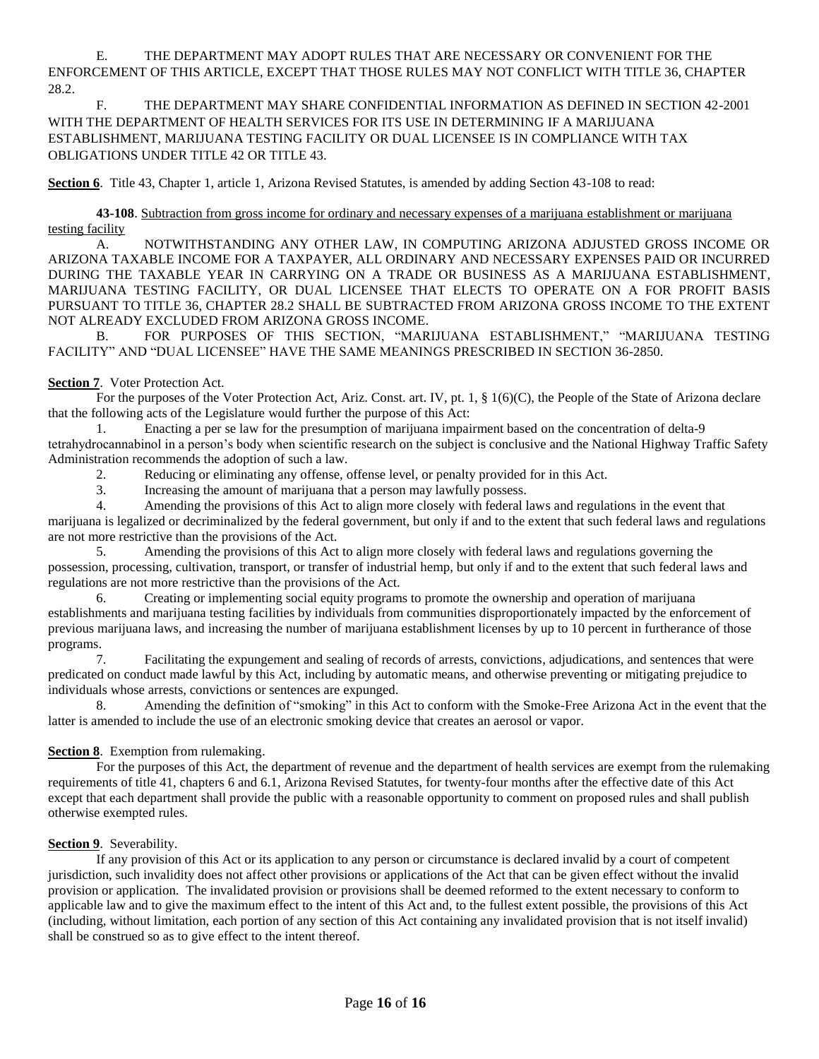E. THE DEPARTMENT MAY ADOPT RULES THAT ARE NECESSARY OR CONVENIENT FOR THE ENFORCEMENT OF THIS ARTICLE, EXCEPT THAT THOSE RULES MAY NOT CONFLICT WITH TITLE 36, CHAPTER 28.2.

F. THE DEPARTMENT MAY SHARE CONFIDENTIAL INFORMATION AS DEFINED IN SECTION 42-2001 WITH THE DEPARTMENT OF HEALTH SERVICES FOR ITS USE IN DETERMINING IF A MARIJUANA ESTABLISHMENT, MARIJUANA TESTING FACILITY OR DUAL LICENSEE IS IN COMPLIANCE WITH TAX OBLIGATIONS UNDER TITLE 42 OR TITLE 43.

**Section 6**. Title 43, Chapter 1, article 1, Arizona Revised Statutes, is amended by adding Section 43-108 to read:

**43-108**. Subtraction from gross income for ordinary and necessary expenses of a marijuana establishment or marijuana testing facility

A. NOTWITHSTANDING ANY OTHER LAW, IN COMPUTING ARIZONA ADJUSTED GROSS INCOME OR ARIZONA TAXABLE INCOME FOR A TAXPAYER, ALL ORDINARY AND NECESSARY EXPENSES PAID OR INCURRED DURING THE TAXABLE YEAR IN CARRYING ON A TRADE OR BUSINESS AS A MARIJUANA ESTABLISHMENT, MARIJUANA TESTING FACILITY, OR DUAL LICENSEE THAT ELECTS TO OPERATE ON A FOR PROFIT BASIS PURSUANT TO TITLE 36, CHAPTER 28.2 SHALL BE SUBTRACTED FROM ARIZONA GROSS INCOME TO THE EXTENT NOT ALREADY EXCLUDED FROM ARIZONA GROSS INCOME.

B. FOR PURPOSES OF THIS SECTION, "MARIJUANA ESTABLISHMENT," "MARIJUANA TESTING FACILITY" AND "DUAL LICENSEE" HAVE THE SAME MEANINGS PRESCRIBED IN SECTION 36-2850.

**Section 7**. Voter Protection Act.

For the purposes of the Voter Protection Act, Ariz. Const. art. IV, pt. 1, § 1(6)(C), the People of the State of Arizona declare that the following acts of the Legislature would further the purpose of this Act:

1. Enacting a per se law for the presumption of marijuana impairment based on the concentration of delta-9 tetrahydrocannabinol in a person's body when scientific research on the subject is conclusive and the National Highway Traffic Safety Administration recommends the adoption of such a law.
2. Reducing or eliminating any offense, offense level, or penalty provided for in this Act.
3. Increasing the amount of marijuana that a person may lawfully possess.
4. Amending the provisions of this Act to align more closely with federal laws and regulations in the event that marijuana is legalized or decriminalized by the federal government, but only if and to the extent that such federal laws and regulations are not more restrictive than the provisions of the Act.
5. Amending the provisions of this Act to align more closely with federal laws and regulations governing the possession, processing, cultivation, transport, or transfer of industrial hemp, but only if and to the extent that such federal laws and regulations are not more restrictive than the provisions of the Act.
6. Creating or implementing social equity programs to promote the ownership and operation of marijuana establishments and marijuana testing facilities by individuals from communities disproportionately impacted by the enforcement of previous marijuana laws, and increasing the number of marijuana establishment licenses by up to 10 percent in furtherance of those programs.
7. Facilitating the expungement and sealing of records of arrests, convictions, adjudications, and sentences that were predicated on conduct made lawful by this Act, including by automatic means, and otherwise preventing or mitigating prejudice to individuals whose arrests, convictions or sentences are expunged.
8. Amending the definition of "smoking" in this Act to conform with the Smoke-Free Arizona Act in the event that the latter is amended to include the use of an electronic smoking device that creates an aerosol or vapor.

**Section 8**. Exemption from rulemaking.

For the purposes of this Act, the department of revenue and the department of health services are exempt from the rulemaking requirements of title 41, chapters 6 and 6.1, Arizona Revised Statutes, for twenty-four months after the effective date of this Act except that each department shall provide the public with a reasonable opportunity to comment on proposed rules and shall publish otherwise exempted rules.

**Section 9**. Severability.

If any provision of this Act or its application to any person or circumstance is declared invalid by a court of competent jurisdiction, such invalidity does not affect other provisions or applications of the Act that can be given effect without the invalid provision or application. The invalidated provision or provisions shall be deemed reformed to the extent necessary to conform to applicable law and to give the maximum effect to the intent of this Act and, to the fullest extent possible, the provisions of this Act (including, without limitation, each portion of any section of this Act containing any invalidated provision that is not itself invalid) shall be construed so as to give effect to the intent thereof.